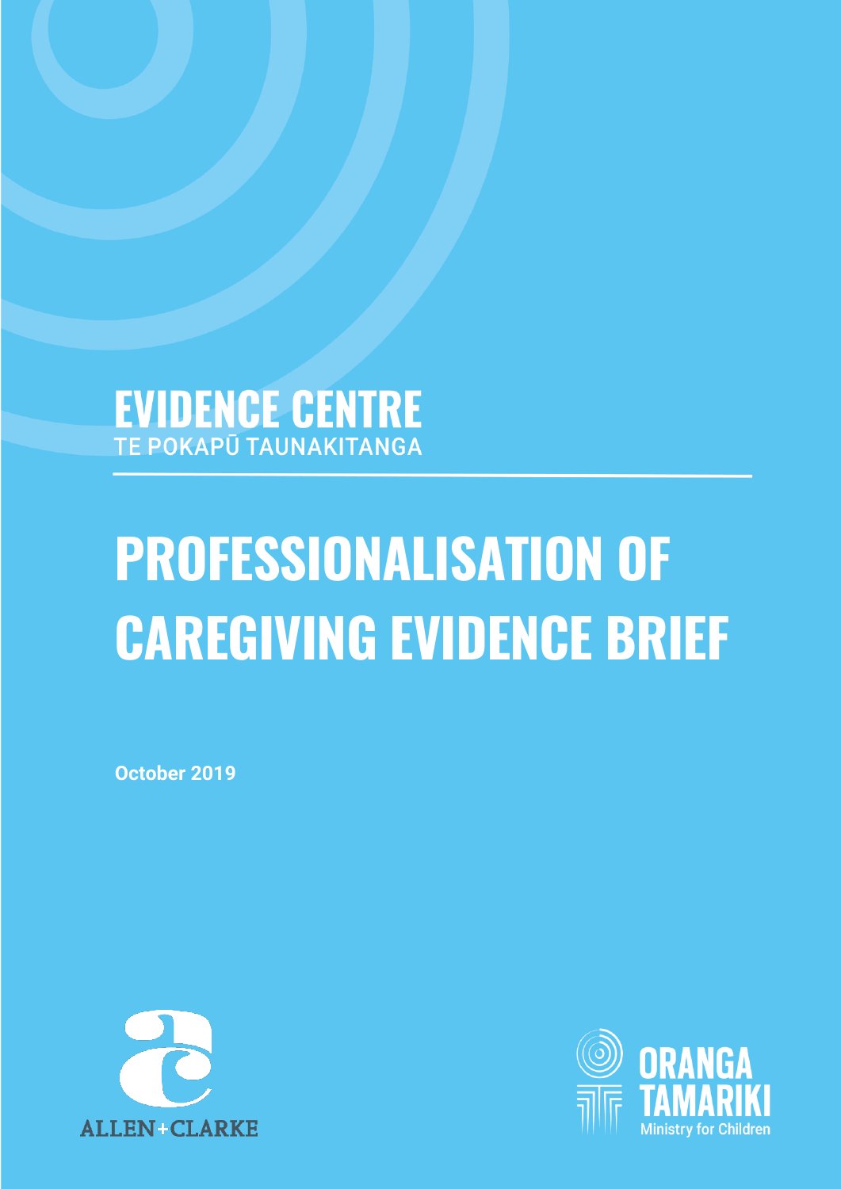EVIDENCE CENTRE

TE POKAPŪ TAUNAKITANGA

# PROFESSIONALISATION OF CAREGIVING EVIDENCE BRIEF

**October 2019**

ALLEN+CLARKE

ORANGA TAMARIKI

Ministry for Children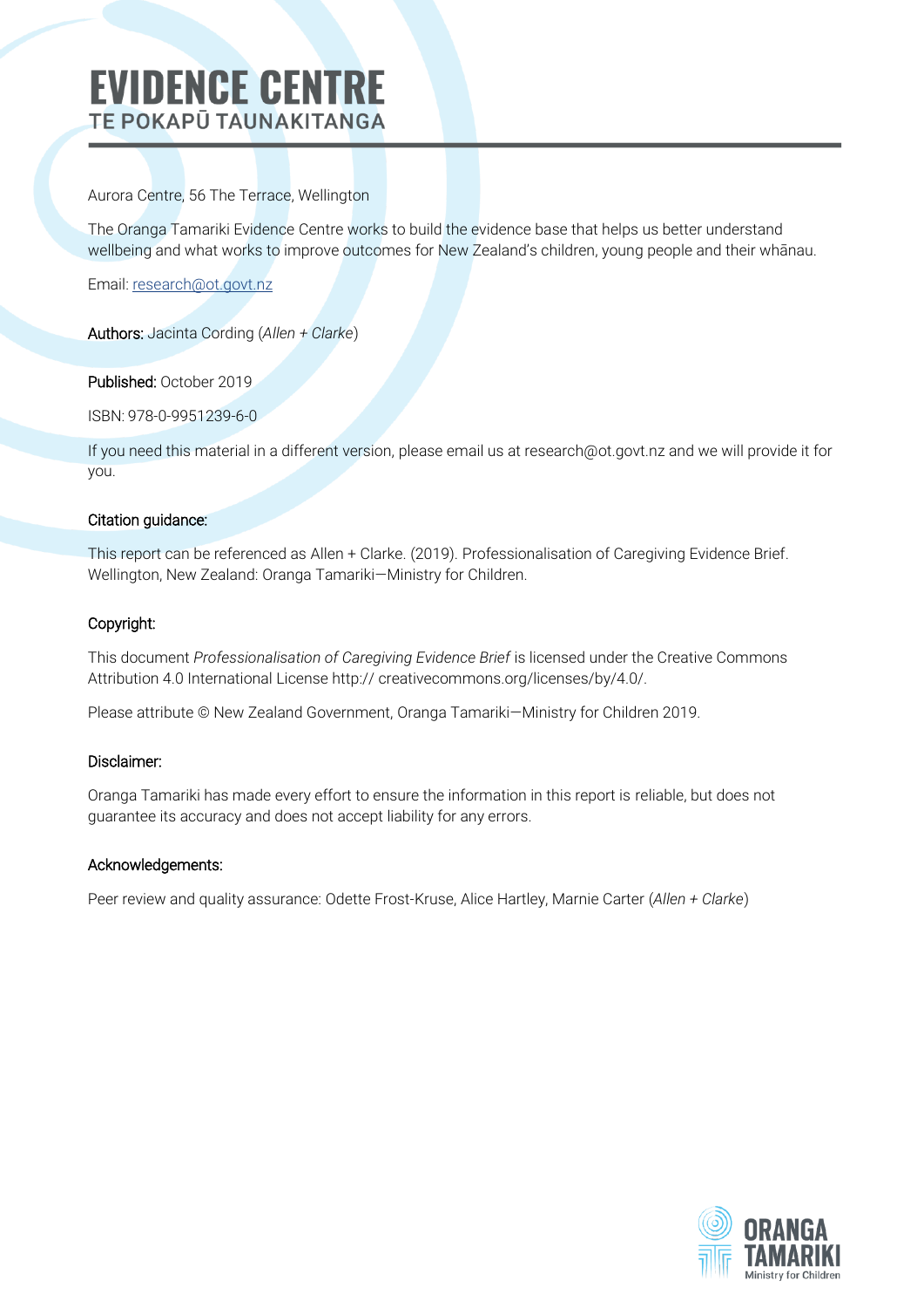# EVIDENCE CENTRE
TE POKAPŪ TAUNAKITANGA

Aurora Centre, 56 The Terrace, Wellington

The Oranga Tamariki Evidence Centre works to build the evidence base that helps us better understand wellbeing and what works to improve outcomes for New Zealand's children, young people and their whānau.

Email: research@ot.govt.nz

Authors: Jacinta Cording (*Allen + Clarke*)

Published: October 2019

ISBN: 978-0-9951239-6-0

If you need this material in a different version, please email us at research@ot.govt.nz and we will provide it for you.

Citation guidance:

This report can be referenced as Allen + Clarke. (2019). Professionalisation of Caregiving Evidence Brief. Wellington, New Zealand: Oranga Tamariki—Ministry for Children.

Copyright:

This document *Professionalisation of Caregiving Evidence Brief* is licensed under the Creative Commons Attribution 4.0 International License http:// creativecommons.org/licenses/by/4.0/.

Please attribute © New Zealand Government, Oranga Tamariki—Ministry for Children 2019.

Disclaimer:

Oranga Tamariki has made every effort to ensure the information in this report is reliable, but does not guarantee its accuracy and does not accept liability for any errors.

Acknowledgements:

Peer review and quality assurance: Odette Frost-Kruse, Alice Hartley, Marnie Carter (*Allen + Clarke*)

ORANGA TAMARIKI
Ministry for Children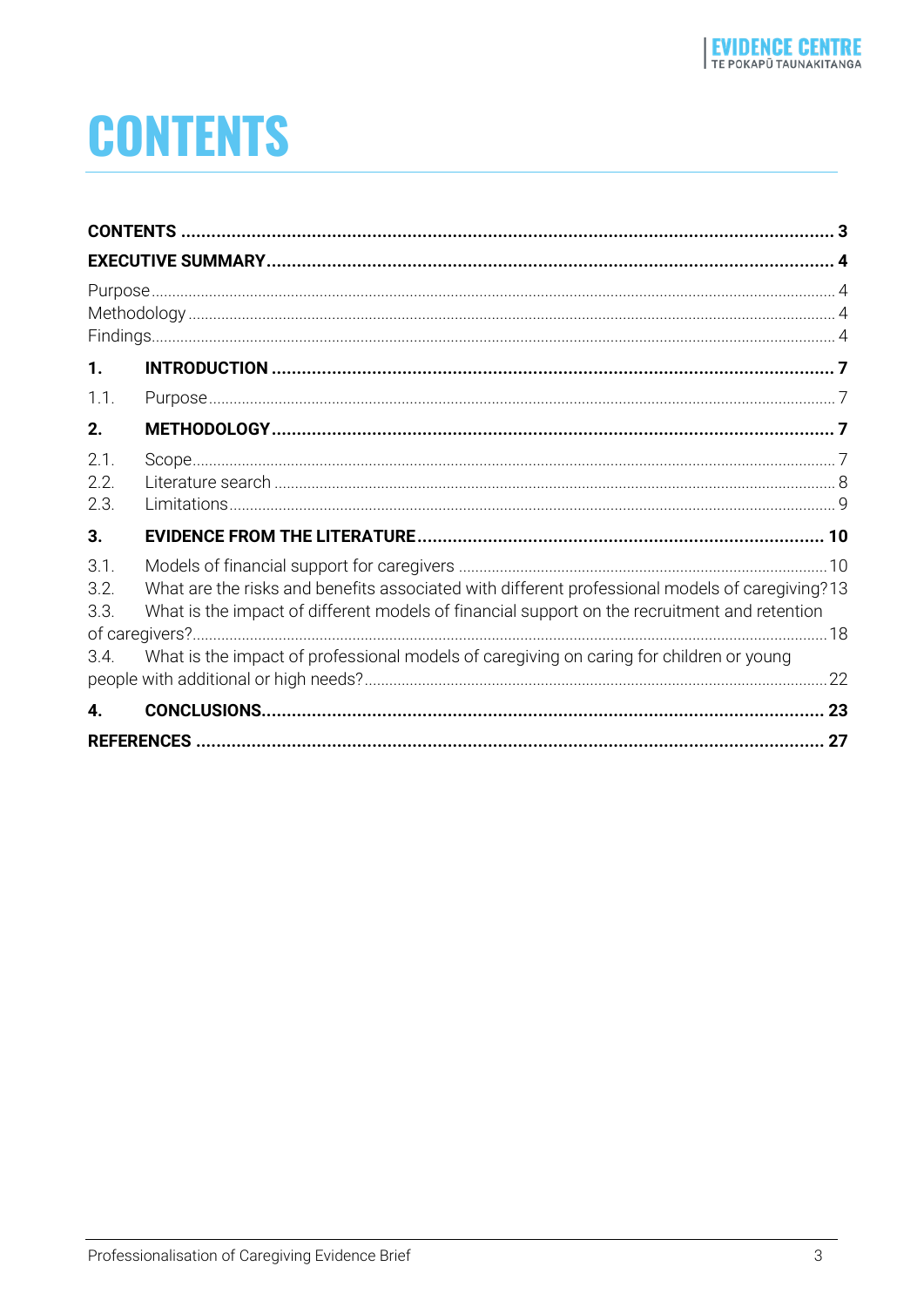# CONTENTS

**CONTENTS ..... 3**

**EXECUTIVE SUMMARY ..... 4**

Purpose ..... 4
Methodology ..... 4
Findings ..... 4

**1. INTRODUCTION ..... 7**

1.1. Purpose ..... 7

**2. METHODOLOGY ..... 7**

2.1. Scope ..... 7
2.2. Literature search ..... 8
2.3. Limitations ..... 9

**3. EVIDENCE FROM THE LITERATURE ..... 10**

3.1. Models of financial support for caregivers ..... 10
3.2. What are the risks and benefits associated with different professional models of caregiving? ..... 13
3.3. What is the impact of different models of financial support on the recruitment and retention of caregivers? ..... 18
3.4. What is the impact of professional models of caregiving on caring for children or young people with additional or high needs? ..... 22

**4. CONCLUSIONS ..... 23**

**REFERENCES ..... 27**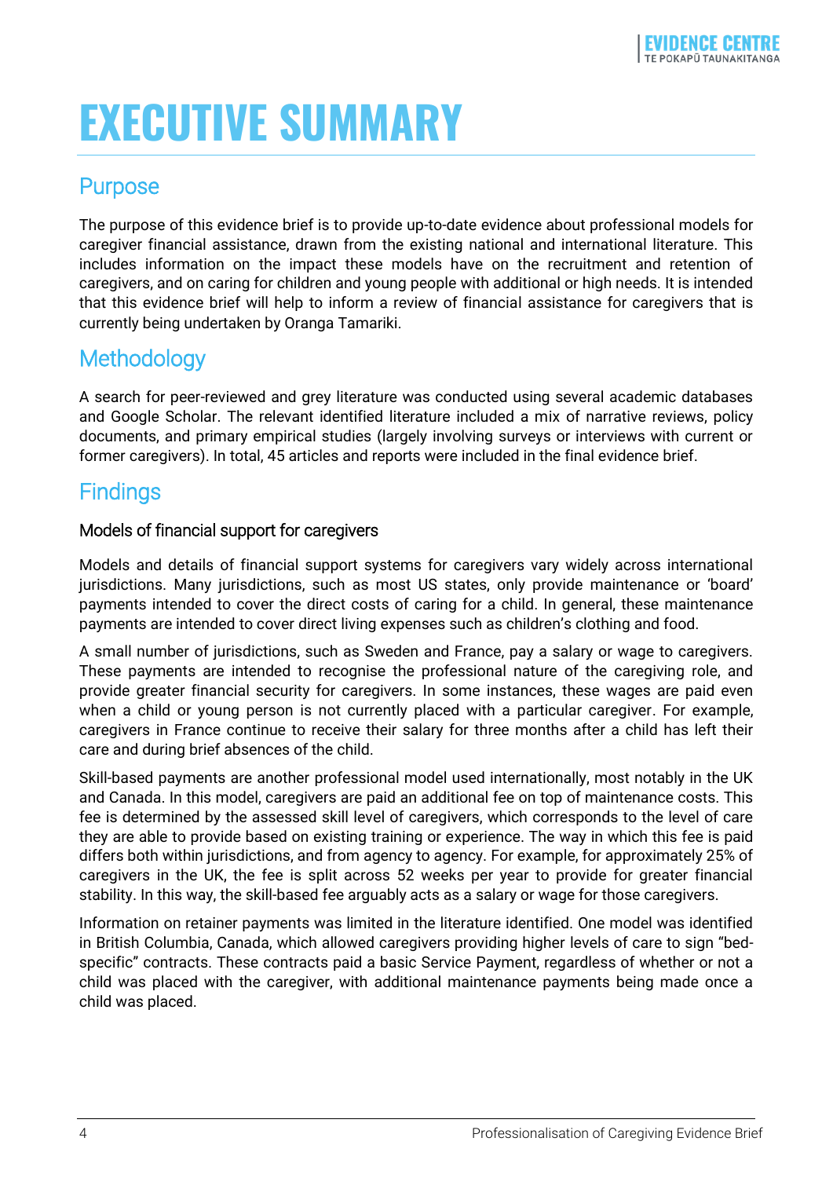# EXECUTIVE SUMMARY

## Purpose

The purpose of this evidence brief is to provide up-to-date evidence about professional models for caregiver financial assistance, drawn from the existing national and international literature. This includes information on the impact these models have on the recruitment and retention of caregivers, and on caring for children and young people with additional or high needs. It is intended that this evidence brief will help to inform a review of financial assistance for caregivers that is currently being undertaken by Oranga Tamariki.

## Methodology

A search for peer-reviewed and grey literature was conducted using several academic databases and Google Scholar. The relevant identified literature included a mix of narrative reviews, policy documents, and primary empirical studies (largely involving surveys or interviews with current or former caregivers). In total, 45 articles and reports were included in the final evidence brief.

## Findings

### Models of financial support for caregivers

Models and details of financial support systems for caregivers vary widely across international jurisdictions. Many jurisdictions, such as most US states, only provide maintenance or 'board' payments intended to cover the direct costs of caring for a child. In general, these maintenance payments are intended to cover direct living expenses such as children's clothing and food.

A small number of jurisdictions, such as Sweden and France, pay a salary or wage to caregivers. These payments are intended to recognise the professional nature of the caregiving role, and provide greater financial security for caregivers. In some instances, these wages are paid even when a child or young person is not currently placed with a particular caregiver. For example, caregivers in France continue to receive their salary for three months after a child has left their care and during brief absences of the child.

Skill-based payments are another professional model used internationally, most notably in the UK and Canada. In this model, caregivers are paid an additional fee on top of maintenance costs. This fee is determined by the assessed skill level of caregivers, which corresponds to the level of care they are able to provide based on existing training or experience. The way in which this fee is paid differs both within jurisdictions, and from agency to agency. For example, for approximately 25% of caregivers in the UK, the fee is split across 52 weeks per year to provide for greater financial stability. In this way, the skill-based fee arguably acts as a salary or wage for those caregivers.

Information on retainer payments was limited in the literature identified. One model was identified in British Columbia, Canada, which allowed caregivers providing higher levels of care to sign "bed-specific" contracts. These contracts paid a basic Service Payment, regardless of whether or not a child was placed with the caregiver, with additional maintenance payments being made once a child was placed.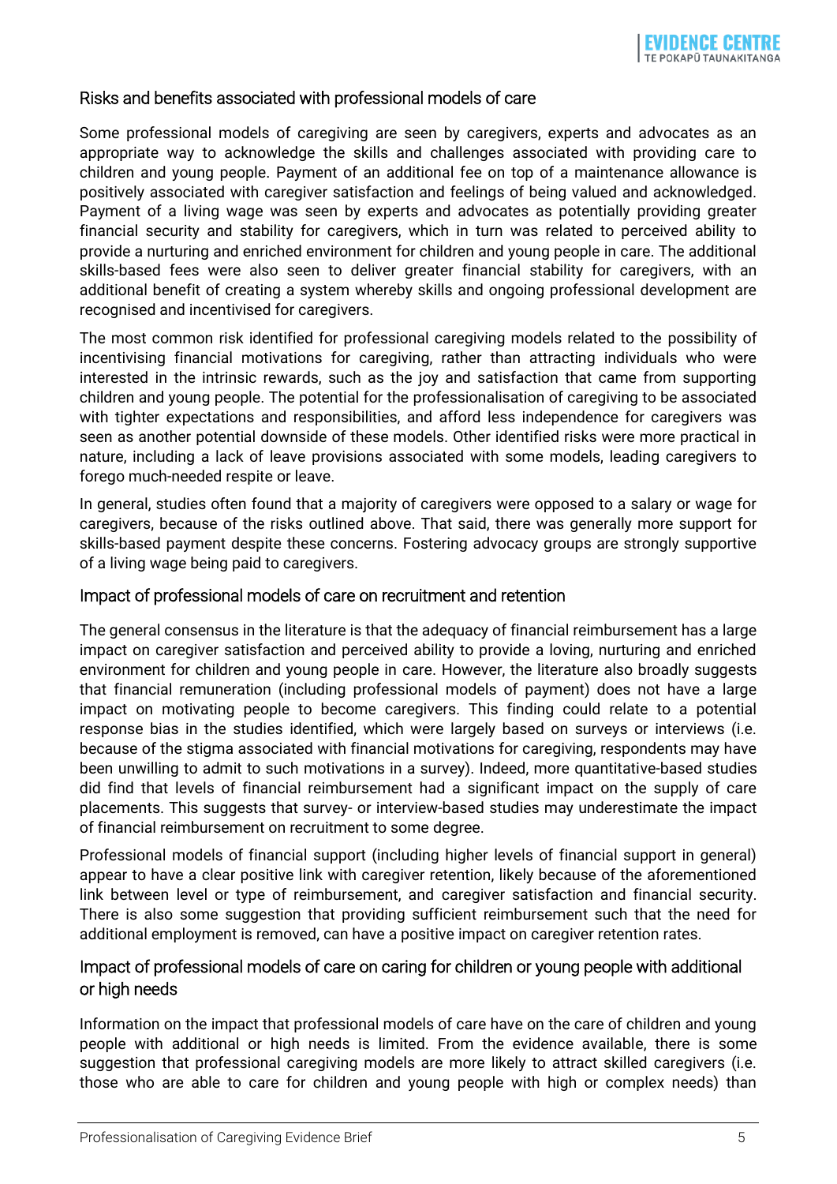## Risks and benefits associated with professional models of care

Some professional models of caregiving are seen by caregivers, experts and advocates as an appropriate way to acknowledge the skills and challenges associated with providing care to children and young people. Payment of an additional fee on top of a maintenance allowance is positively associated with caregiver satisfaction and feelings of being valued and acknowledged. Payment of a living wage was seen by experts and advocates as potentially providing greater financial security and stability for caregivers, which in turn was related to perceived ability to provide a nurturing and enriched environment for children and young people in care. The additional skills-based fees were also seen to deliver greater financial stability for caregivers, with an additional benefit of creating a system whereby skills and ongoing professional development are recognised and incentivised for caregivers.

The most common risk identified for professional caregiving models related to the possibility of incentivising financial motivations for caregiving, rather than attracting individuals who were interested in the intrinsic rewards, such as the joy and satisfaction that came from supporting children and young people. The potential for the professionalisation of caregiving to be associated with tighter expectations and responsibilities, and afford less independence for caregivers was seen as another potential downside of these models. Other identified risks were more practical in nature, including a lack of leave provisions associated with some models, leading caregivers to forego much-needed respite or leave.

In general, studies often found that a majority of caregivers were opposed to a salary or wage for caregivers, because of the risks outlined above. That said, there was generally more support for skills-based payment despite these concerns. Fostering advocacy groups are strongly supportive of a living wage being paid to caregivers.

## Impact of professional models of care on recruitment and retention

The general consensus in the literature is that the adequacy of financial reimbursement has a large impact on caregiver satisfaction and perceived ability to provide a loving, nurturing and enriched environment for children and young people in care. However, the literature also broadly suggests that financial remuneration (including professional models of payment) does not have a large impact on motivating people to become caregivers. This finding could relate to a potential response bias in the studies identified, which were largely based on surveys or interviews (i.e. because of the stigma associated with financial motivations for caregiving, respondents may have been unwilling to admit to such motivations in a survey). Indeed, more quantitative-based studies did find that levels of financial reimbursement had a significant impact on the supply of care placements. This suggests that survey- or interview-based studies may underestimate the impact of financial reimbursement on recruitment to some degree.

Professional models of financial support (including higher levels of financial support in general) appear to have a clear positive link with caregiver retention, likely because of the aforementioned link between level or type of reimbursement, and caregiver satisfaction and financial security. There is also some suggestion that providing sufficient reimbursement such that the need for additional employment is removed, can have a positive impact on caregiver retention rates.

## Impact of professional models of care on caring for children or young people with additional or high needs

Information on the impact that professional models of care have on the care of children and young people with additional or high needs is limited. From the evidence available, there is some suggestion that professional caregiving models are more likely to attract skilled caregivers (i.e. those who are able to care for children and young people with high or complex needs) than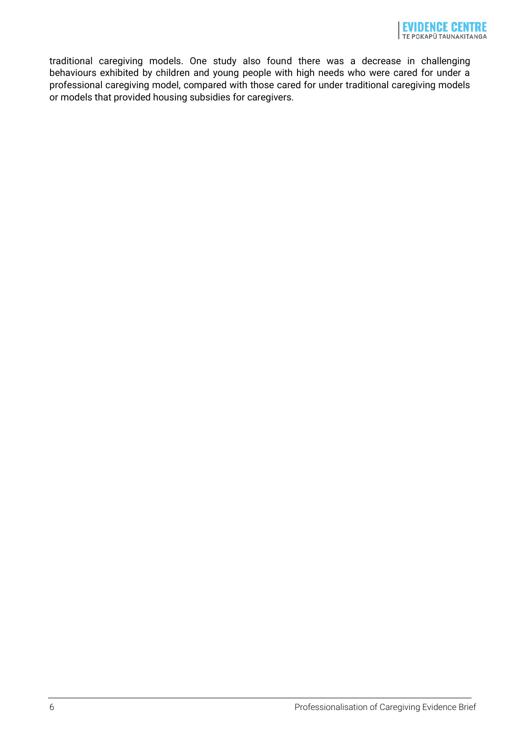traditional caregiving models. One study also found there was a decrease in challenging behaviours exhibited by children and young people with high needs who were cared for under a professional caregiving model, compared with those cared for under traditional caregiving models or models that provided housing subsidies for caregivers.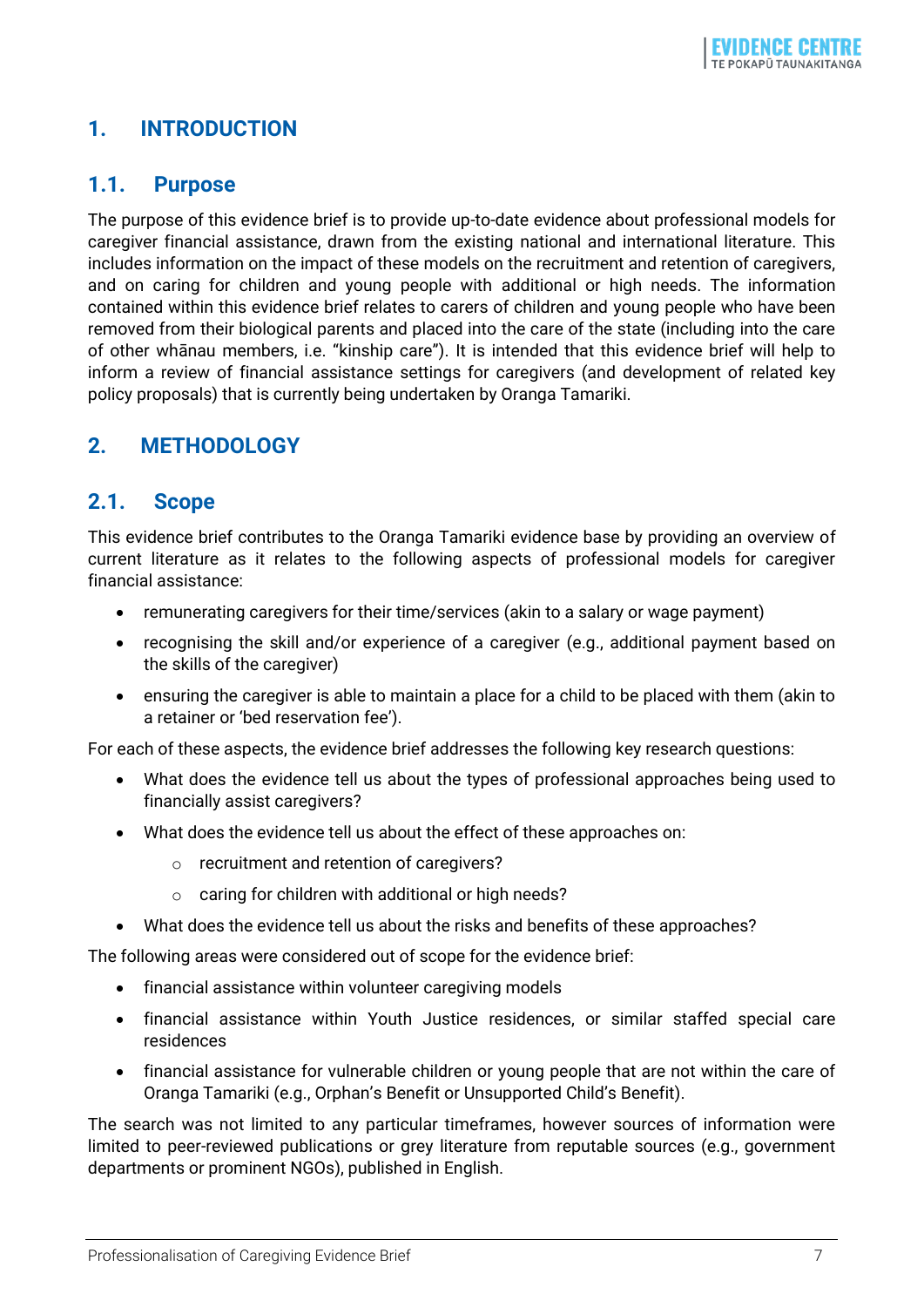# 1. INTRODUCTION

## 1.1. Purpose

The purpose of this evidence brief is to provide up-to-date evidence about professional models for caregiver financial assistance, drawn from the existing national and international literature. This includes information on the impact of these models on the recruitment and retention of caregivers, and on caring for children and young people with additional or high needs. The information contained within this evidence brief relates to carers of children and young people who have been removed from their biological parents and placed into the care of the state (including into the care of other whānau members, i.e. "kinship care"). It is intended that this evidence brief will help to inform a review of financial assistance settings for caregivers (and development of related key policy proposals) that is currently being undertaken by Oranga Tamariki.

# 2. METHODOLOGY

## 2.1. Scope

This evidence brief contributes to the Oranga Tamariki evidence base by providing an overview of current literature as it relates to the following aspects of professional models for caregiver financial assistance:

- remunerating caregivers for their time/services (akin to a salary or wage payment)
- recognising the skill and/or experience of a caregiver (e.g., additional payment based on the skills of the caregiver)
- ensuring the caregiver is able to maintain a place for a child to be placed with them (akin to a retainer or 'bed reservation fee').

For each of these aspects, the evidence brief addresses the following key research questions:

- What does the evidence tell us about the types of professional approaches being used to financially assist caregivers?
- What does the evidence tell us about the effect of these approaches on:
  - recruitment and retention of caregivers?
  - caring for children with additional or high needs?
- What does the evidence tell us about the risks and benefits of these approaches?

The following areas were considered out of scope for the evidence brief:

- financial assistance within volunteer caregiving models
- financial assistance within Youth Justice residences, or similar staffed special care residences
- financial assistance for vulnerable children or young people that are not within the care of Oranga Tamariki (e.g., Orphan's Benefit or Unsupported Child's Benefit).

The search was not limited to any particular timeframes, however sources of information were limited to peer-reviewed publications or grey literature from reputable sources (e.g., government departments or prominent NGOs), published in English.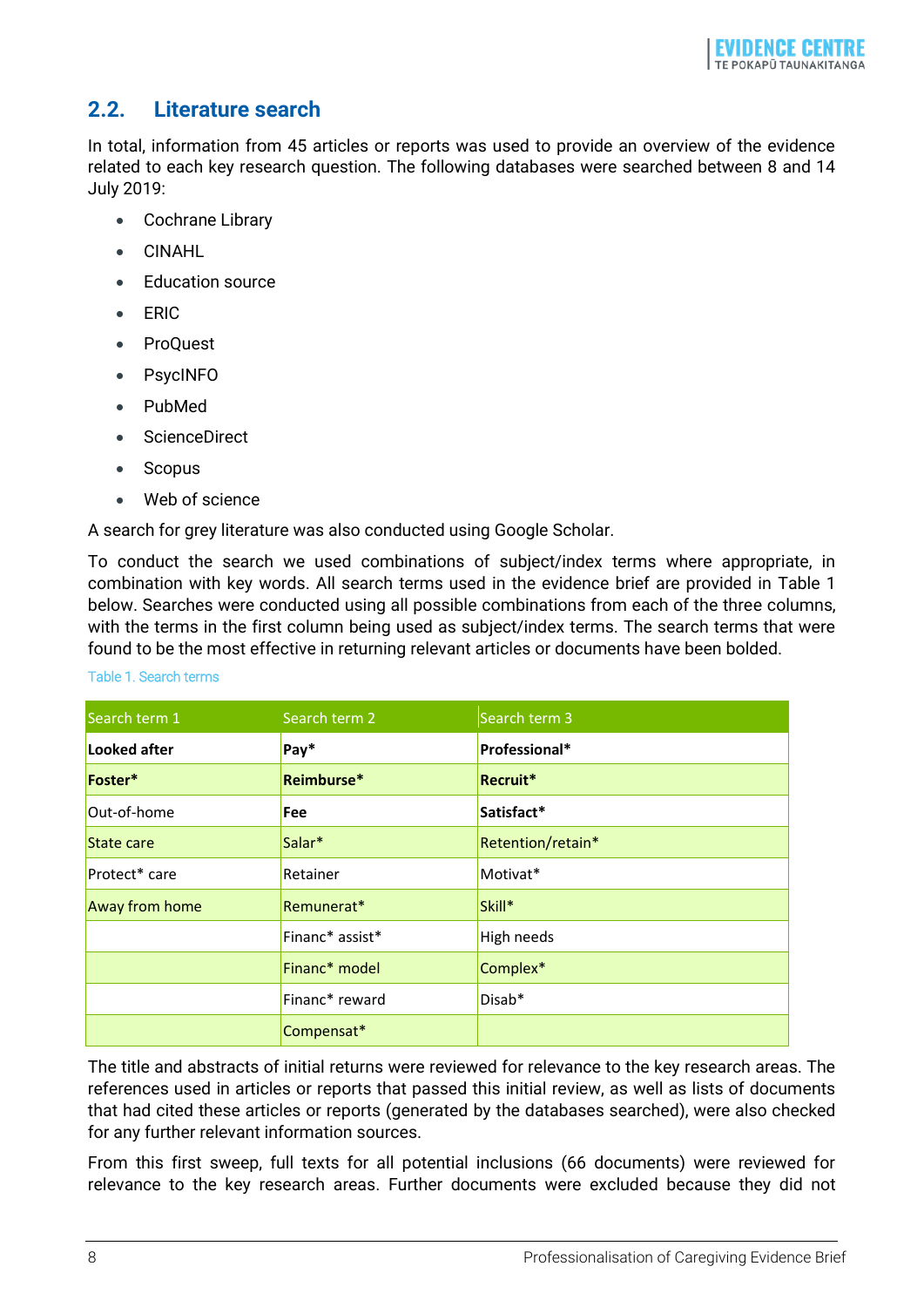## 2.2. Literature search

In total, information from 45 articles or reports was used to provide an overview of the evidence related to each key research question. The following databases were searched between 8 and 14 July 2019:

- Cochrane Library
- CINAHL
- Education source
- ERIC
- ProQuest
- PsycINFO
- PubMed
- ScienceDirect
- Scopus
- Web of science

A search for grey literature was also conducted using Google Scholar.

To conduct the search we used combinations of subject/index terms where appropriate, in combination with key words. All search terms used in the evidence brief are provided in Table 1 below. Searches were conducted using all possible combinations from each of the three columns, with the terms in the first column being used as subject/index terms. The search terms that were found to be the most effective in returning relevant articles or documents have been bolded.

Table 1. Search terms

| Search term 1 | Search term 2 | Search term 3 |
|---|---|---|
| **Looked after** | **Pay*** | **Professional*** |
| **Foster*** | **Reimburse*** | **Recruit*** |
| Out-of-home | **Fee** | **Satisfact*** |
| State care | Salar* | Retention/retain* |
| Protect* care | Retainer | Motivat* |
| Away from home | Remunerat* | Skill* |
| | Financ* assist* | High needs |
| | Financ* model | Complex* |
| | Financ* reward | Disab* |
| | Compensat* | |

The title and abstracts of initial returns were reviewed for relevance to the key research areas. The references used in articles or reports that passed this initial review, as well as lists of documents that had cited these articles or reports (generated by the databases searched), were also checked for any further relevant information sources.

From this first sweep, full texts for all potential inclusions (66 documents) were reviewed for relevance to the key research areas. Further documents were excluded because they did not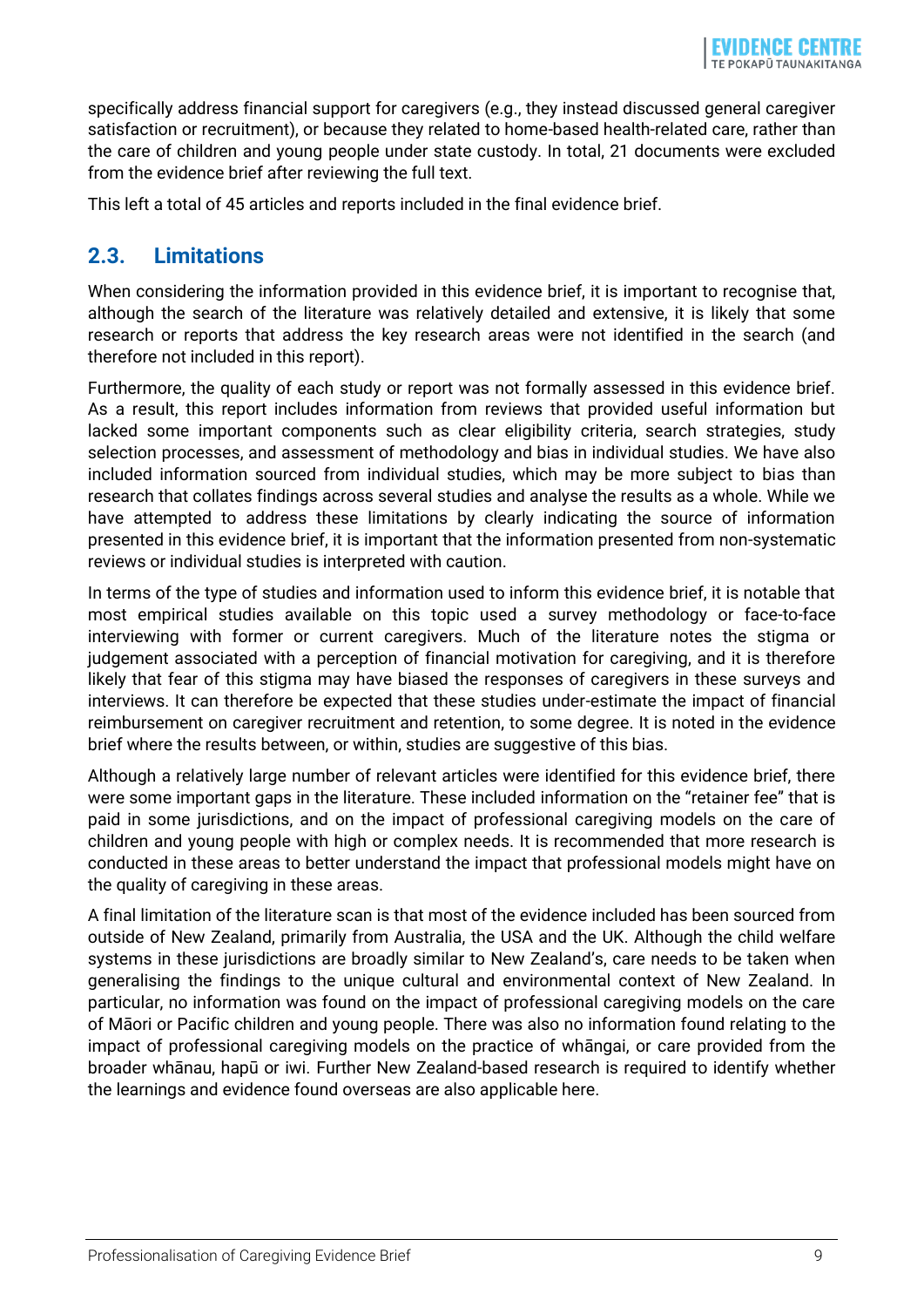specifically address financial support for caregivers (e.g., they instead discussed general caregiver satisfaction or recruitment), or because they related to home-based health-related care, rather than the care of children and young people under state custody. In total, 21 documents were excluded from the evidence brief after reviewing the full text.

This left a total of 45 articles and reports included in the final evidence brief.

## 2.3. Limitations

When considering the information provided in this evidence brief, it is important to recognise that, although the search of the literature was relatively detailed and extensive, it is likely that some research or reports that address the key research areas were not identified in the search (and therefore not included in this report).

Furthermore, the quality of each study or report was not formally assessed in this evidence brief. As a result, this report includes information from reviews that provided useful information but lacked some important components such as clear eligibility criteria, search strategies, study selection processes, and assessment of methodology and bias in individual studies. We have also included information sourced from individual studies, which may be more subject to bias than research that collates findings across several studies and analyse the results as a whole. While we have attempted to address these limitations by clearly indicating the source of information presented in this evidence brief, it is important that the information presented from non-systematic reviews or individual studies is interpreted with caution.

In terms of the type of studies and information used to inform this evidence brief, it is notable that most empirical studies available on this topic used a survey methodology or face-to-face interviewing with former or current caregivers. Much of the literature notes the stigma or judgement associated with a perception of financial motivation for caregiving, and it is therefore likely that fear of this stigma may have biased the responses of caregivers in these surveys and interviews. It can therefore be expected that these studies under-estimate the impact of financial reimbursement on caregiver recruitment and retention, to some degree. It is noted in the evidence brief where the results between, or within, studies are suggestive of this bias.

Although a relatively large number of relevant articles were identified for this evidence brief, there were some important gaps in the literature. These included information on the "retainer fee" that is paid in some jurisdictions, and on the impact of professional caregiving models on the care of children and young people with high or complex needs. It is recommended that more research is conducted in these areas to better understand the impact that professional models might have on the quality of caregiving in these areas.

A final limitation of the literature scan is that most of the evidence included has been sourced from outside of New Zealand, primarily from Australia, the USA and the UK. Although the child welfare systems in these jurisdictions are broadly similar to New Zealand's, care needs to be taken when generalising the findings to the unique cultural and environmental context of New Zealand. In particular, no information was found on the impact of professional caregiving models on the care of Māori or Pacific children and young people. There was also no information found relating to the impact of professional caregiving models on the practice of whāngai, or care provided from the broader whānau, hapū or iwi. Further New Zealand-based research is required to identify whether the learnings and evidence found overseas are also applicable here.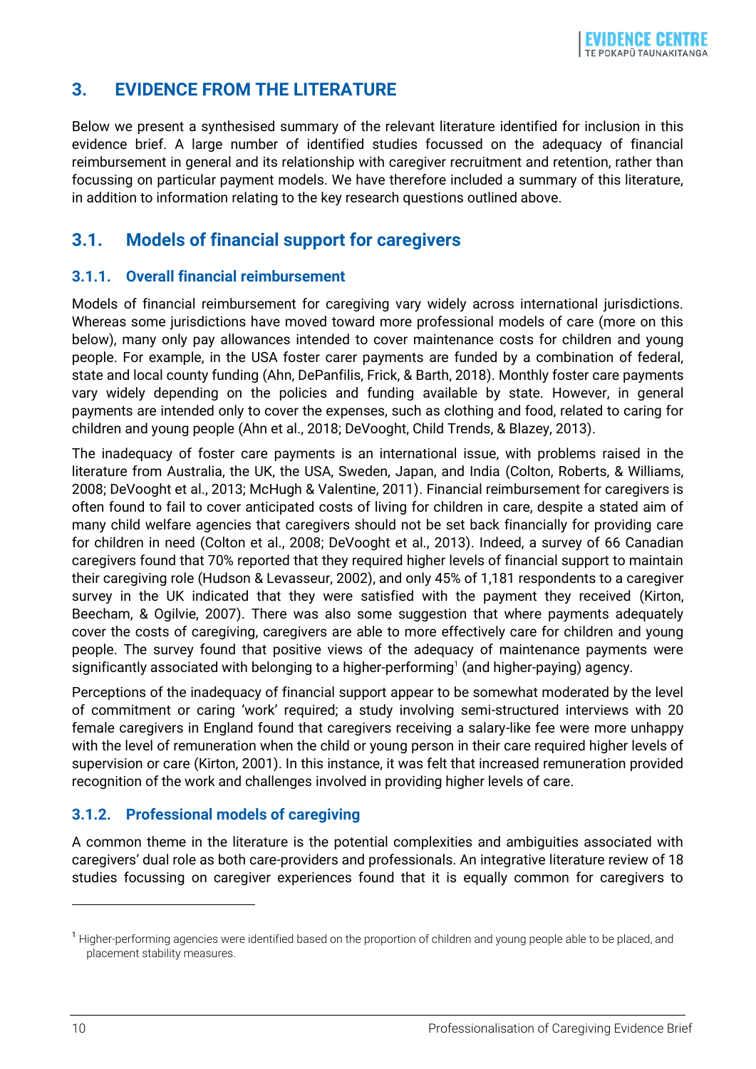# 3. EVIDENCE FROM THE LITERATURE

Below we present a synthesised summary of the relevant literature identified for inclusion in this evidence brief. A large number of identified studies focussed on the adequacy of financial reimbursement in general and its relationship with caregiver recruitment and retention, rather than focussing on particular payment models. We have therefore included a summary of this literature, in addition to information relating to the key research questions outlined above.

## 3.1. Models of financial support for caregivers

### 3.1.1. Overall financial reimbursement

Models of financial reimbursement for caregiving vary widely across international jurisdictions. Whereas some jurisdictions have moved toward more professional models of care (more on this below), many only pay allowances intended to cover maintenance costs for children and young people. For example, in the USA foster carer payments are funded by a combination of federal, state and local county funding (Ahn, DePanfilis, Frick, & Barth, 2018). Monthly foster care payments vary widely depending on the policies and funding available by state. However, in general payments are intended only to cover the expenses, such as clothing and food, related to caring for children and young people (Ahn et al., 2018; DeVooght, Child Trends, & Blazey, 2013).

The inadequacy of foster care payments is an international issue, with problems raised in the literature from Australia, the UK, the USA, Sweden, Japan, and India (Colton, Roberts, & Williams, 2008; DeVooght et al., 2013; McHugh & Valentine, 2011). Financial reimbursement for caregivers is often found to fail to cover anticipated costs of living for children in care, despite a stated aim of many child welfare agencies that caregivers should not be set back financially for providing care for children in need (Colton et al., 2008; DeVooght et al., 2013). Indeed, a survey of 66 Canadian caregivers found that 70% reported that they required higher levels of financial support to maintain their caregiving role (Hudson & Levasseur, 2002), and only 45% of 1,181 respondents to a caregiver survey in the UK indicated that they were satisfied with the payment they received (Kirton, Beecham, & Ogilvie, 2007). There was also some suggestion that where payments adequately cover the costs of caregiving, caregivers are able to more effectively care for children and young people. The survey found that positive views of the adequacy of maintenance payments were significantly associated with belonging to a higher-performing[1] (and higher-paying) agency.

Perceptions of the inadequacy of financial support appear to be somewhat moderated by the level of commitment or caring 'work' required; a study involving semi-structured interviews with 20 female caregivers in England found that caregivers receiving a salary-like fee were more unhappy with the level of remuneration when the child or young person in their care required higher levels of supervision or care (Kirton, 2001). In this instance, it was felt that increased remuneration provided recognition of the work and challenges involved in providing higher levels of care.

### 3.1.2. Professional models of caregiving

A common theme in the literature is the potential complexities and ambiguities associated with caregivers' dual role as both care-providers and professionals. An integrative literature review of 18 studies focussing on caregiver experiences found that it is equally common for caregivers to

---

[1] Higher-performing agencies were identified based on the proportion of children and young people able to be placed, and placement stability measures.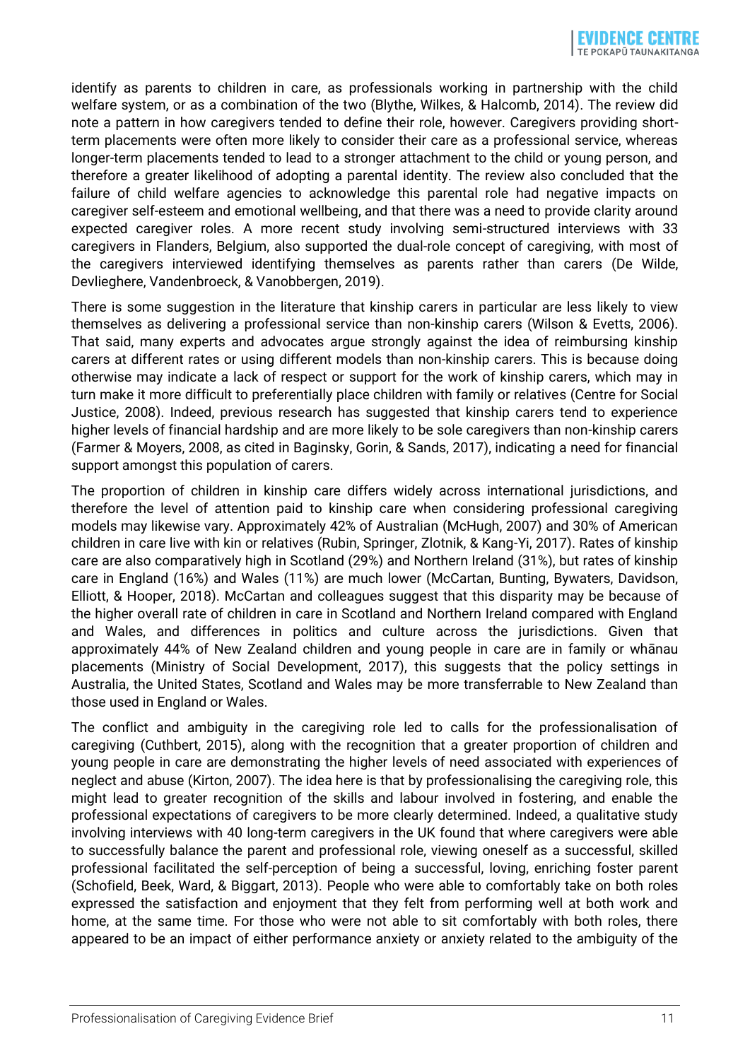identify as parents to children in care, as professionals working in partnership with the child welfare system, or as a combination of the two (Blythe, Wilkes, & Halcomb, 2014). The review did note a pattern in how caregivers tended to define their role, however. Caregivers providing short-term placements were often more likely to consider their care as a professional service, whereas longer-term placements tended to lead to a stronger attachment to the child or young person, and therefore a greater likelihood of adopting a parental identity. The review also concluded that the failure of child welfare agencies to acknowledge this parental role had negative impacts on caregiver self-esteem and emotional wellbeing, and that there was a need to provide clarity around expected caregiver roles. A more recent study involving semi-structured interviews with 33 caregivers in Flanders, Belgium, also supported the dual-role concept of caregiving, with most of the caregivers interviewed identifying themselves as parents rather than carers (De Wilde, Devlieghere, Vandenbroeck, & Vanobbergen, 2019).

There is some suggestion in the literature that kinship carers in particular are less likely to view themselves as delivering a professional service than non-kinship carers (Wilson & Evetts, 2006). That said, many experts and advocates argue strongly against the idea of reimbursing kinship carers at different rates or using different models than non-kinship carers. This is because doing otherwise may indicate a lack of respect or support for the work of kinship carers, which may in turn make it more difficult to preferentially place children with family or relatives (Centre for Social Justice, 2008). Indeed, previous research has suggested that kinship carers tend to experience higher levels of financial hardship and are more likely to be sole caregivers than non-kinship carers (Farmer & Moyers, 2008, as cited in Baginsky, Gorin, & Sands, 2017), indicating a need for financial support amongst this population of carers.

The proportion of children in kinship care differs widely across international jurisdictions, and therefore the level of attention paid to kinship care when considering professional caregiving models may likewise vary. Approximately 42% of Australian (McHugh, 2007) and 30% of American children in care live with kin or relatives (Rubin, Springer, Zlotnik, & Kang-Yi, 2017). Rates of kinship care are also comparatively high in Scotland (29%) and Northern Ireland (31%), but rates of kinship care in England (16%) and Wales (11%) are much lower (McCartan, Bunting, Bywaters, Davidson, Elliott, & Hooper, 2018). McCartan and colleagues suggest that this disparity may be because of the higher overall rate of children in care in Scotland and Northern Ireland compared with England and Wales, and differences in politics and culture across the jurisdictions. Given that approximately 44% of New Zealand children and young people in care are in family or whānau placements (Ministry of Social Development, 2017), this suggests that the policy settings in Australia, the United States, Scotland and Wales may be more transferrable to New Zealand than those used in England or Wales.

The conflict and ambiguity in the caregiving role led to calls for the professionalisation of caregiving (Cuthbert, 2015), along with the recognition that a greater proportion of children and young people in care are demonstrating the higher levels of need associated with experiences of neglect and abuse (Kirton, 2007). The idea here is that by professionalising the caregiving role, this might lead to greater recognition of the skills and labour involved in fostering, and enable the professional expectations of caregivers to be more clearly determined. Indeed, a qualitative study involving interviews with 40 long-term caregivers in the UK found that where caregivers were able to successfully balance the parent and professional role, viewing oneself as a successful, skilled professional facilitated the self-perception of being a successful, loving, enriching foster parent (Schofield, Beek, Ward, & Biggart, 2013). People who were able to comfortably take on both roles expressed the satisfaction and enjoyment that they felt from performing well at both work and home, at the same time. For those who were not able to sit comfortably with both roles, there appeared to be an impact of either performance anxiety or anxiety related to the ambiguity of the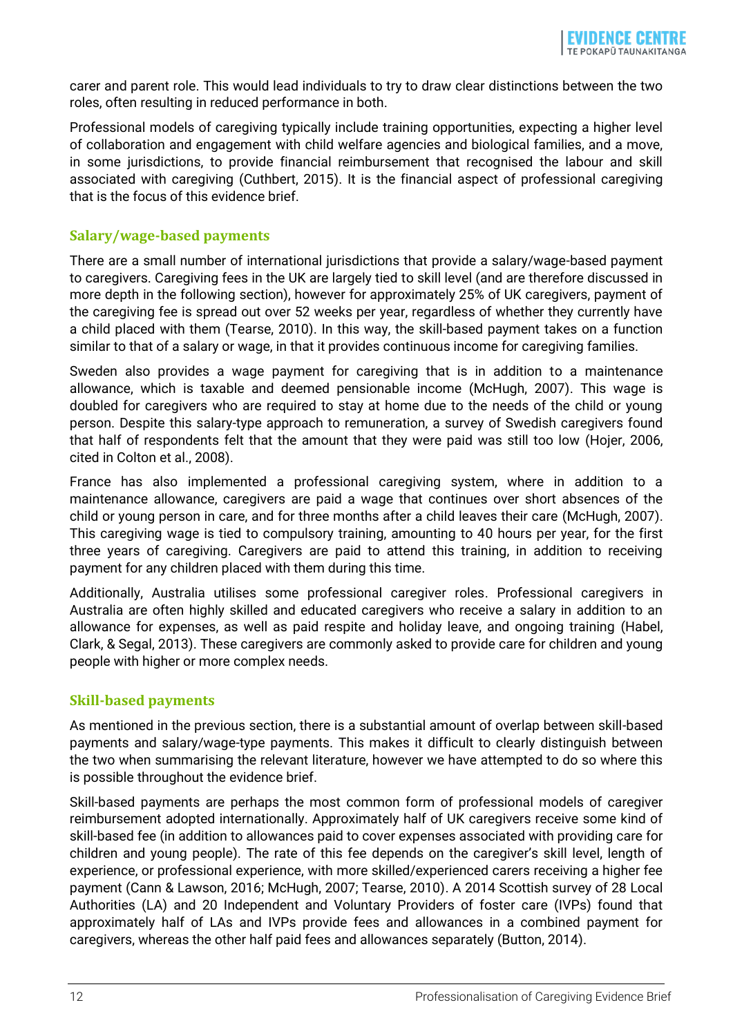carer and parent role. This would lead individuals to try to draw clear distinctions between the two roles, often resulting in reduced performance in both.

Professional models of caregiving typically include training opportunities, expecting a higher level of collaboration and engagement with child welfare agencies and biological families, and a move, in some jurisdictions, to provide financial reimbursement that recognised the labour and skill associated with caregiving (Cuthbert, 2015). It is the financial aspect of professional caregiving that is the focus of this evidence brief.

## Salary/wage-based payments

There are a small number of international jurisdictions that provide a salary/wage-based payment to caregivers. Caregiving fees in the UK are largely tied to skill level (and are therefore discussed in more depth in the following section), however for approximately 25% of UK caregivers, payment of the caregiving fee is spread out over 52 weeks per year, regardless of whether they currently have a child placed with them (Tearse, 2010). In this way, the skill-based payment takes on a function similar to that of a salary or wage, in that it provides continuous income for caregiving families.

Sweden also provides a wage payment for caregiving that is in addition to a maintenance allowance, which is taxable and deemed pensionable income (McHugh, 2007). This wage is doubled for caregivers who are required to stay at home due to the needs of the child or young person. Despite this salary-type approach to remuneration, a survey of Swedish caregivers found that half of respondents felt that the amount that they were paid was still too low (Hojer, 2006, cited in Colton et al., 2008).

France has also implemented a professional caregiving system, where in addition to a maintenance allowance, caregivers are paid a wage that continues over short absences of the child or young person in care, and for three months after a child leaves their care (McHugh, 2007). This caregiving wage is tied to compulsory training, amounting to 40 hours per year, for the first three years of caregiving. Caregivers are paid to attend this training, in addition to receiving payment for any children placed with them during this time.

Additionally, Australia utilises some professional caregiver roles. Professional caregivers in Australia are often highly skilled and educated caregivers who receive a salary in addition to an allowance for expenses, as well as paid respite and holiday leave, and ongoing training (Habel, Clark, & Segal, 2013). These caregivers are commonly asked to provide care for children and young people with higher or more complex needs.

## Skill-based payments

As mentioned in the previous section, there is a substantial amount of overlap between skill-based payments and salary/wage-type payments. This makes it difficult to clearly distinguish between the two when summarising the relevant literature, however we have attempted to do so where this is possible throughout the evidence brief.

Skill-based payments are perhaps the most common form of professional models of caregiver reimbursement adopted internationally. Approximately half of UK caregivers receive some kind of skill-based fee (in addition to allowances paid to cover expenses associated with providing care for children and young people). The rate of this fee depends on the caregiver's skill level, length of experience, or professional experience, with more skilled/experienced carers receiving a higher fee payment (Cann & Lawson, 2016; McHugh, 2007; Tearse, 2010). A 2014 Scottish survey of 28 Local Authorities (LA) and 20 Independent and Voluntary Providers of foster care (IVPs) found that approximately half of LAs and IVPs provide fees and allowances in a combined payment for caregivers, whereas the other half paid fees and allowances separately (Button, 2014).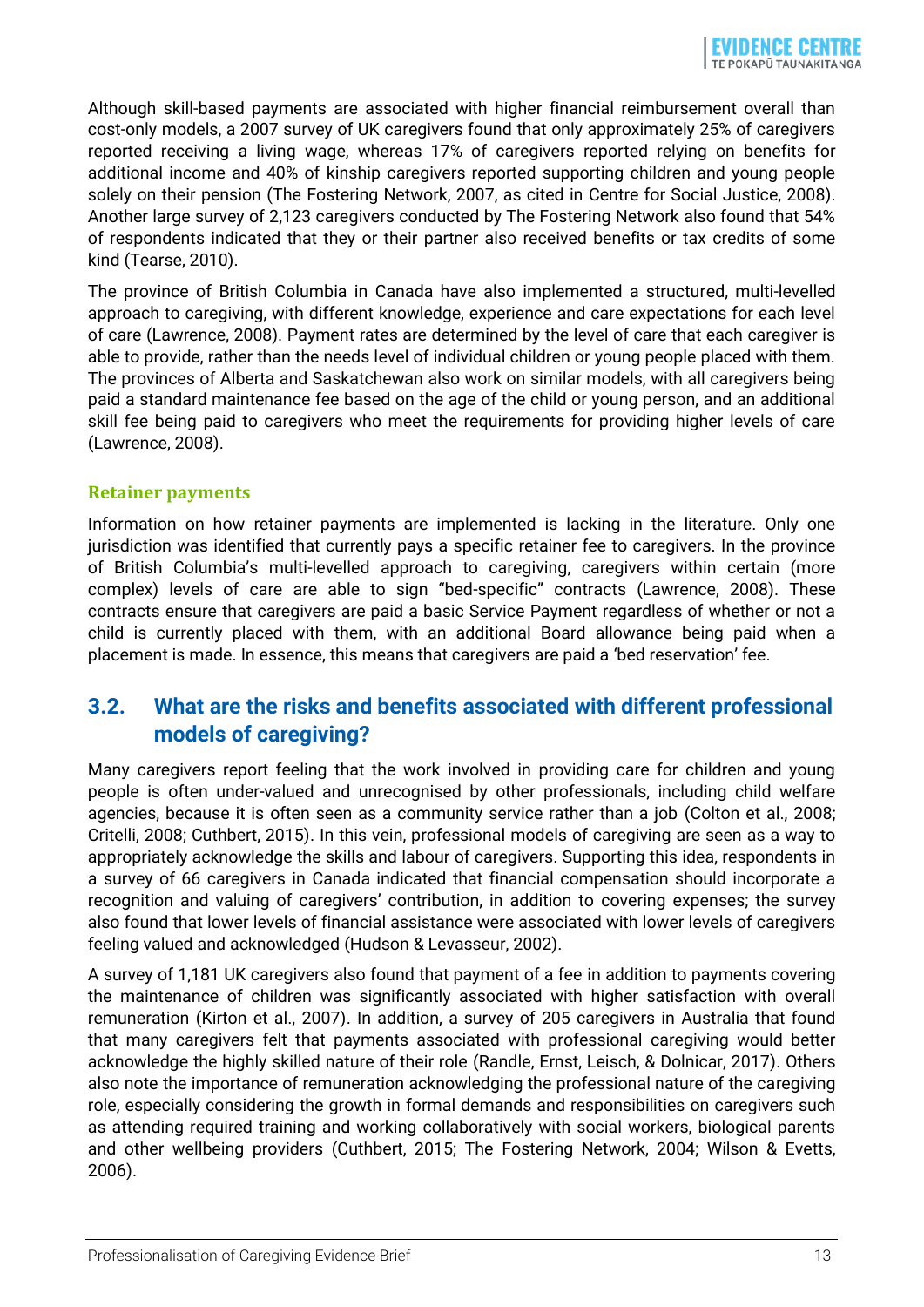Although skill-based payments are associated with higher financial reimbursement overall than cost-only models, a 2007 survey of UK caregivers found that only approximately 25% of caregivers reported receiving a living wage, whereas 17% of caregivers reported relying on benefits for additional income and 40% of kinship caregivers reported supporting children and young people solely on their pension (The Fostering Network, 2007, as cited in Centre for Social Justice, 2008). Another large survey of 2,123 caregivers conducted by The Fostering Network also found that 54% of respondents indicated that they or their partner also received benefits or tax credits of some kind (Tearse, 2010).

The province of British Columbia in Canada have also implemented a structured, multi-levelled approach to caregiving, with different knowledge, experience and care expectations for each level of care (Lawrence, 2008). Payment rates are determined by the level of care that each caregiver is able to provide, rather than the needs level of individual children or young people placed with them. The provinces of Alberta and Saskatchewan also work on similar models, with all caregivers being paid a standard maintenance fee based on the age of the child or young person, and an additional skill fee being paid to caregivers who meet the requirements for providing higher levels of care (Lawrence, 2008).

### Retainer payments

Information on how retainer payments are implemented is lacking in the literature. Only one jurisdiction was identified that currently pays a specific retainer fee to caregivers. In the province of British Columbia's multi-levelled approach to caregiving, caregivers within certain (more complex) levels of care are able to sign "bed-specific" contracts (Lawrence, 2008). These contracts ensure that caregivers are paid a basic Service Payment regardless of whether or not a child is currently placed with them, with an additional Board allowance being paid when a placement is made. In essence, this means that caregivers are paid a 'bed reservation' fee.

## 3.2. What are the risks and benefits associated with different professional models of caregiving?

Many caregivers report feeling that the work involved in providing care for children and young people is often under-valued and unrecognised by other professionals, including child welfare agencies, because it is often seen as a community service rather than a job (Colton et al., 2008; Critelli, 2008; Cuthbert, 2015). In this vein, professional models of caregiving are seen as a way to appropriately acknowledge the skills and labour of caregivers. Supporting this idea, respondents in a survey of 66 caregivers in Canada indicated that financial compensation should incorporate a recognition and valuing of caregivers' contribution, in addition to covering expenses; the survey also found that lower levels of financial assistance were associated with lower levels of caregivers feeling valued and acknowledged (Hudson & Levasseur, 2002).

A survey of 1,181 UK caregivers also found that payment of a fee in addition to payments covering the maintenance of children was significantly associated with higher satisfaction with overall remuneration (Kirton et al., 2007). In addition, a survey of 205 caregivers in Australia that found that many caregivers felt that payments associated with professional caregiving would better acknowledge the highly skilled nature of their role (Randle, Ernst, Leisch, & Dolnicar, 2017). Others also note the importance of remuneration acknowledging the professional nature of the caregiving role, especially considering the growth in formal demands and responsibilities on caregivers such as attending required training and working collaboratively with social workers, biological parents and other wellbeing providers (Cuthbert, 2015; The Fostering Network, 2004; Wilson & Evetts, 2006).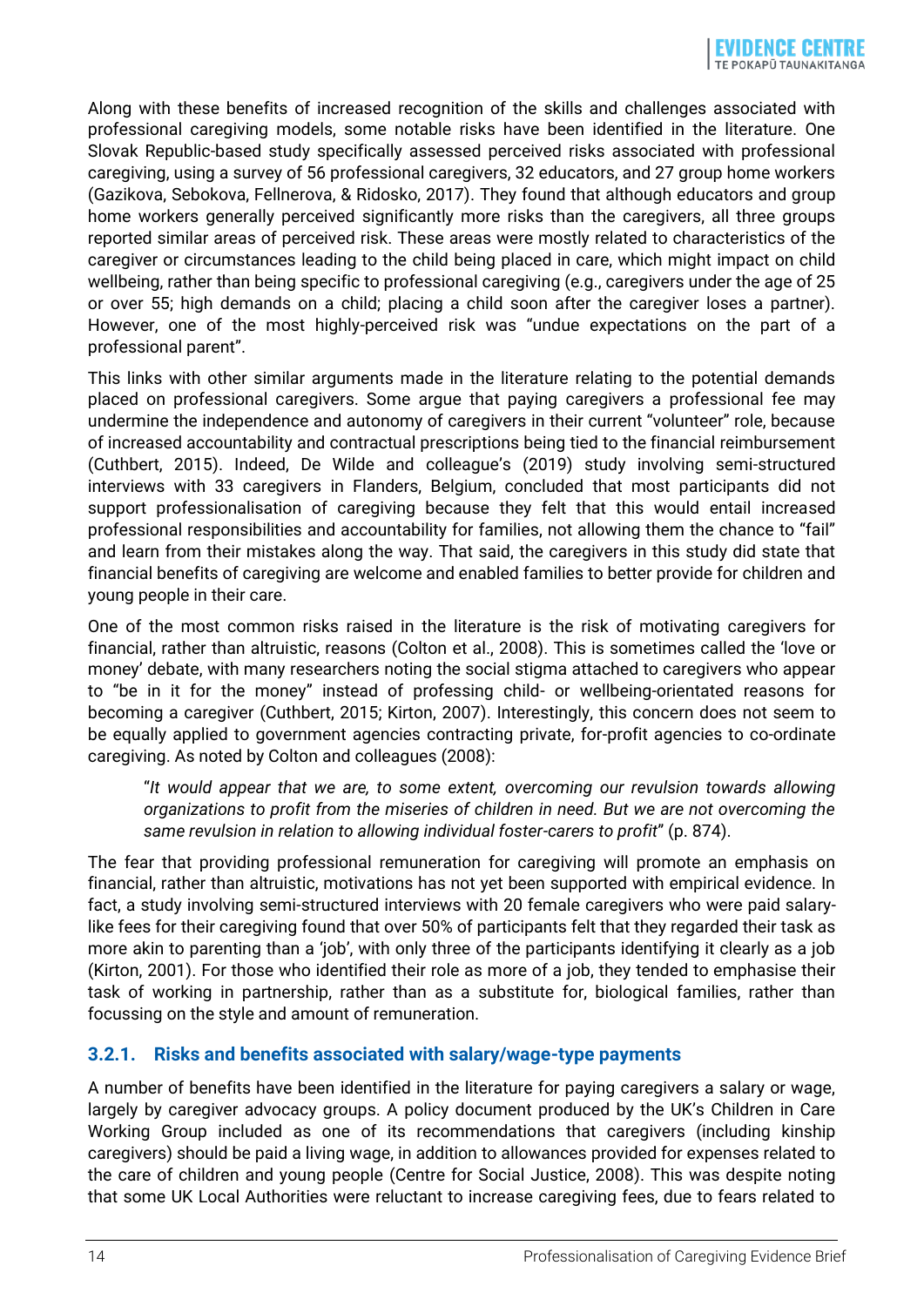Along with these benefits of increased recognition of the skills and challenges associated with professional caregiving models, some notable risks have been identified in the literature. One Slovak Republic-based study specifically assessed perceived risks associated with professional caregiving, using a survey of 56 professional caregivers, 32 educators, and 27 group home workers (Gazikova, Sebokova, Fellnerova, & Ridosko, 2017). They found that although educators and group home workers generally perceived significantly more risks than the caregivers, all three groups reported similar areas of perceived risk. These areas were mostly related to characteristics of the caregiver or circumstances leading to the child being placed in care, which might impact on child wellbeing, rather than being specific to professional caregiving (e.g., caregivers under the age of 25 or over 55; high demands on a child; placing a child soon after the caregiver loses a partner). However, one of the most highly-perceived risk was "undue expectations on the part of a professional parent".

This links with other similar arguments made in the literature relating to the potential demands placed on professional caregivers. Some argue that paying caregivers a professional fee may undermine the independence and autonomy of caregivers in their current "volunteer" role, because of increased accountability and contractual prescriptions being tied to the financial reimbursement (Cuthbert, 2015). Indeed, De Wilde and colleague's (2019) study involving semi-structured interviews with 33 caregivers in Flanders, Belgium, concluded that most participants did not support professionalisation of caregiving because they felt that this would entail increased professional responsibilities and accountability for families, not allowing them the chance to "fail" and learn from their mistakes along the way. That said, the caregivers in this study did state that financial benefits of caregiving are welcome and enabled families to better provide for children and young people in their care.

One of the most common risks raised in the literature is the risk of motivating caregivers for financial, rather than altruistic, reasons (Colton et al., 2008). This is sometimes called the 'love or money' debate, with many researchers noting the social stigma attached to caregivers who appear to "be in it for the money" instead of professing child- or wellbeing-orientated reasons for becoming a caregiver (Cuthbert, 2015; Kirton, 2007). Interestingly, this concern does not seem to be equally applied to government agencies contracting private, for-profit agencies to co-ordinate caregiving. As noted by Colton and colleagues (2008):

> "*It would appear that we are, to some extent, overcoming our revulsion towards allowing organizations to profit from the miseries of children in need. But we are not overcoming the same revulsion in relation to allowing individual foster-carers to profit*" (p. 874).

The fear that providing professional remuneration for caregiving will promote an emphasis on financial, rather than altruistic, motivations has not yet been supported with empirical evidence. In fact, a study involving semi-structured interviews with 20 female caregivers who were paid salary-like fees for their caregiving found that over 50% of participants felt that they regarded their task as more akin to parenting than a 'job', with only three of the participants identifying it clearly as a job (Kirton, 2001). For those who identified their role as more of a job, they tended to emphasise their task of working in partnership, rather than as a substitute for, biological families, rather than focussing on the style and amount of remuneration.

### 3.2.1. Risks and benefits associated with salary/wage-type payments

A number of benefits have been identified in the literature for paying caregivers a salary or wage, largely by caregiver advocacy groups. A policy document produced by the UK's Children in Care Working Group included as one of its recommendations that caregivers (including kinship caregivers) should be paid a living wage, in addition to allowances provided for expenses related to the care of children and young people (Centre for Social Justice, 2008). This was despite noting that some UK Local Authorities were reluctant to increase caregiving fees, due to fears related to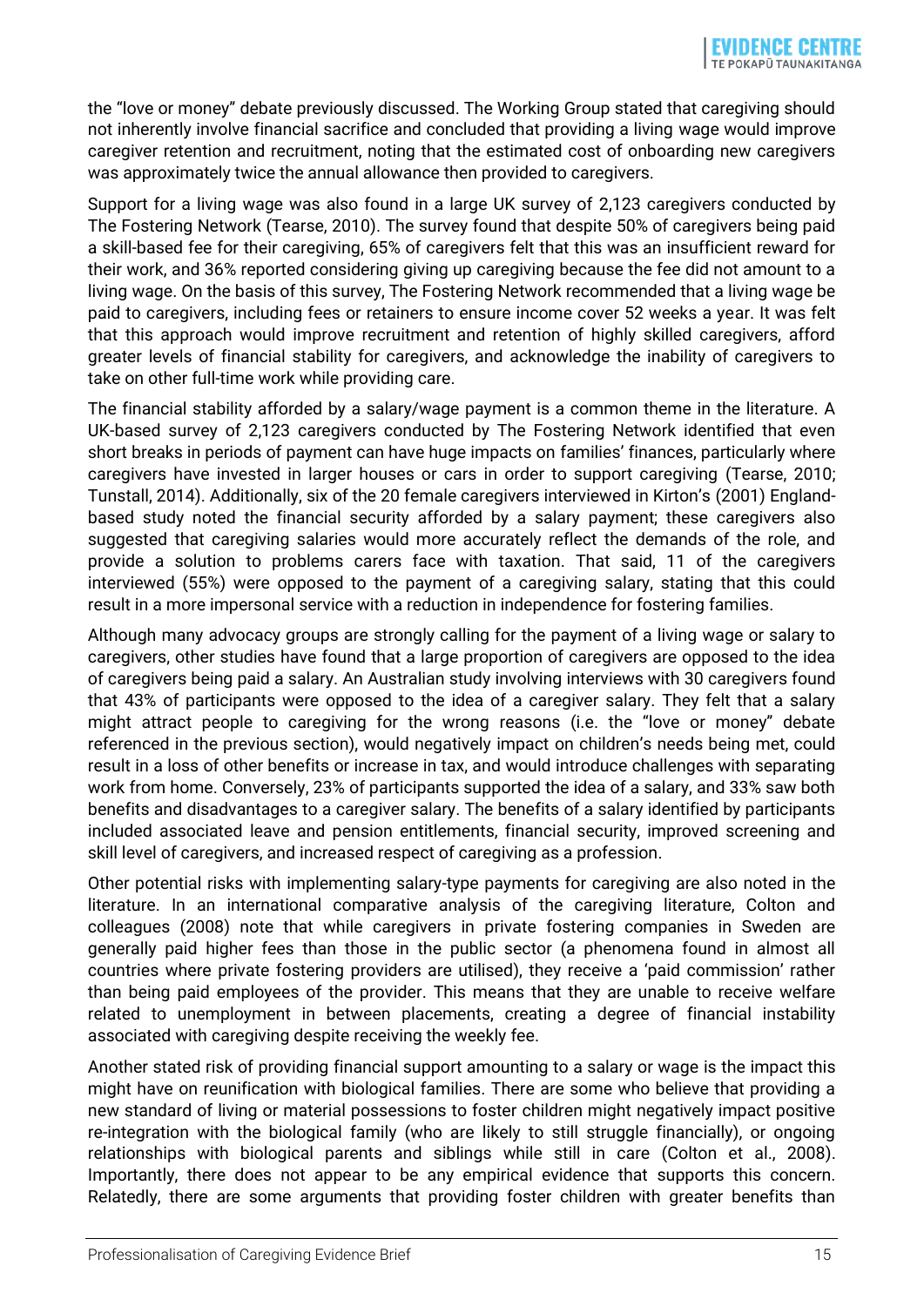the "love or money" debate previously discussed. The Working Group stated that caregiving should not inherently involve financial sacrifice and concluded that providing a living wage would improve caregiver retention and recruitment, noting that the estimated cost of onboarding new caregivers was approximately twice the annual allowance then provided to caregivers.

Support for a living wage was also found in a large UK survey of 2,123 caregivers conducted by The Fostering Network (Tearse, 2010). The survey found that despite 50% of caregivers being paid a skill-based fee for their caregiving, 65% of caregivers felt that this was an insufficient reward for their work, and 36% reported considering giving up caregiving because the fee did not amount to a living wage. On the basis of this survey, The Fostering Network recommended that a living wage be paid to caregivers, including fees or retainers to ensure income cover 52 weeks a year. It was felt that this approach would improve recruitment and retention of highly skilled caregivers, afford greater levels of financial stability for caregivers, and acknowledge the inability of caregivers to take on other full-time work while providing care.

The financial stability afforded by a salary/wage payment is a common theme in the literature. A UK-based survey of 2,123 caregivers conducted by The Fostering Network identified that even short breaks in periods of payment can have huge impacts on families' finances, particularly where caregivers have invested in larger houses or cars in order to support caregiving (Tearse, 2010; Tunstall, 2014). Additionally, six of the 20 female caregivers interviewed in Kirton's (2001) England-based study noted the financial security afforded by a salary payment; these caregivers also suggested that caregiving salaries would more accurately reflect the demands of the role, and provide a solution to problems carers face with taxation. That said, 11 of the caregivers interviewed (55%) were opposed to the payment of a caregiving salary, stating that this could result in a more impersonal service with a reduction in independence for fostering families.

Although many advocacy groups are strongly calling for the payment of a living wage or salary to caregivers, other studies have found that a large proportion of caregivers are opposed to the idea of caregivers being paid a salary. An Australian study involving interviews with 30 caregivers found that 43% of participants were opposed to the idea of a caregiver salary. They felt that a salary might attract people to caregiving for the wrong reasons (i.e. the "love or money" debate referenced in the previous section), would negatively impact on children's needs being met, could result in a loss of other benefits or increase in tax, and would introduce challenges with separating work from home. Conversely, 23% of participants supported the idea of a salary, and 33% saw both benefits and disadvantages to a caregiver salary. The benefits of a salary identified by participants included associated leave and pension entitlements, financial security, improved screening and skill level of caregivers, and increased respect of caregiving as a profession.

Other potential risks with implementing salary-type payments for caregiving are also noted in the literature. In an international comparative analysis of the caregiving literature, Colton and colleagues (2008) note that while caregivers in private fostering companies in Sweden are generally paid higher fees than those in the public sector (a phenomena found in almost all countries where private fostering providers are utilised), they receive a 'paid commission' rather than being paid employees of the provider. This means that they are unable to receive welfare related to unemployment in between placements, creating a degree of financial instability associated with caregiving despite receiving the weekly fee.

Another stated risk of providing financial support amounting to a salary or wage is the impact this might have on reunification with biological families. There are some who believe that providing a new standard of living or material possessions to foster children might negatively impact positive re-integration with the biological family (who are likely to still struggle financially), or ongoing relationships with biological parents and siblings while still in care (Colton et al., 2008). Importantly, there does not appear to be any empirical evidence that supports this concern. Relatedly, there are some arguments that providing foster children with greater benefits than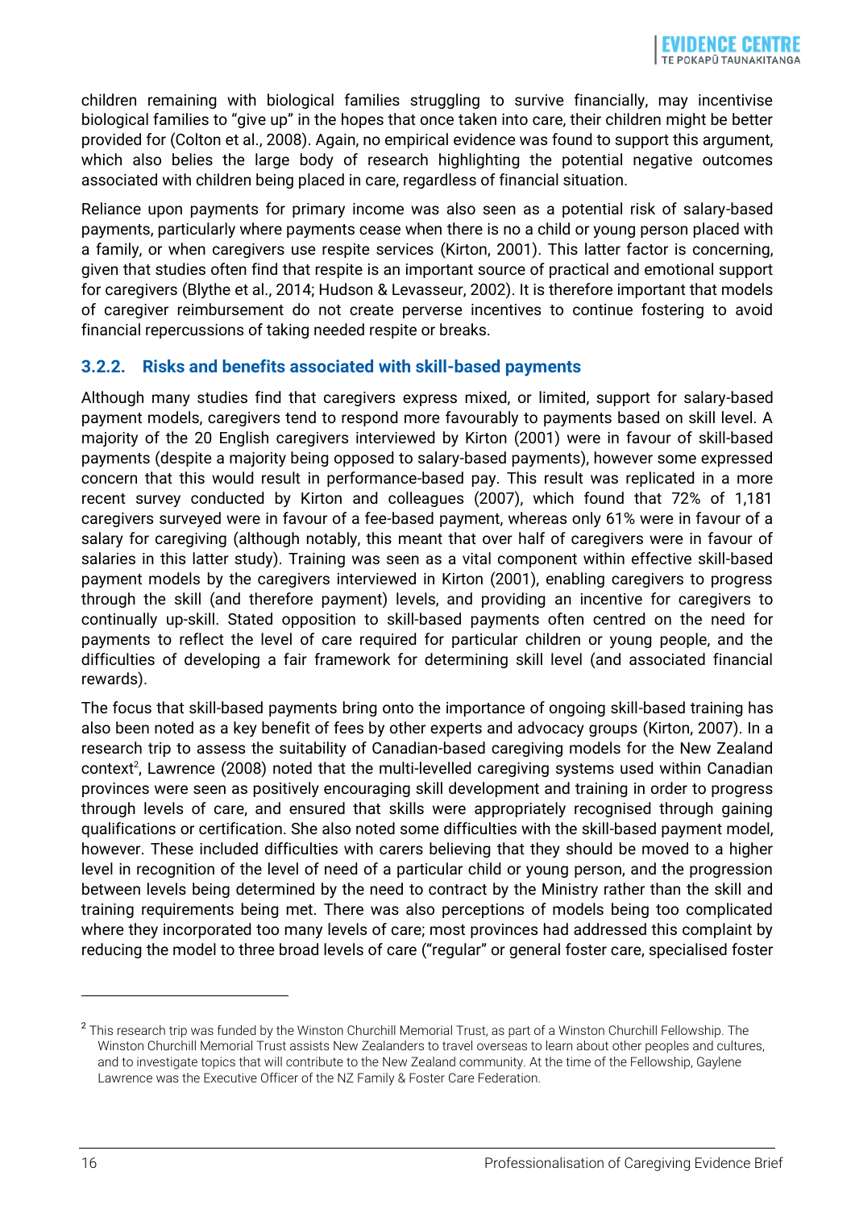children remaining with biological families struggling to survive financially, may incentivise biological families to "give up" in the hopes that once taken into care, their children might be better provided for (Colton et al., 2008). Again, no empirical evidence was found to support this argument, which also belies the large body of research highlighting the potential negative outcomes associated with children being placed in care, regardless of financial situation.

Reliance upon payments for primary income was also seen as a potential risk of salary-based payments, particularly where payments cease when there is no a child or young person placed with a family, or when caregivers use respite services (Kirton, 2001). This latter factor is concerning, given that studies often find that respite is an important source of practical and emotional support for caregivers (Blythe et al., 2014; Hudson & Levasseur, 2002). It is therefore important that models of caregiver reimbursement do not create perverse incentives to continue fostering to avoid financial repercussions of taking needed respite or breaks.

### 3.2.2. Risks and benefits associated with skill-based payments

Although many studies find that caregivers express mixed, or limited, support for salary-based payment models, caregivers tend to respond more favourably to payments based on skill level. A majority of the 20 English caregivers interviewed by Kirton (2001) were in favour of skill-based payments (despite a majority being opposed to salary-based payments), however some expressed concern that this would result in performance-based pay. This result was replicated in a more recent survey conducted by Kirton and colleagues (2007), which found that 72% of 1,181 caregivers surveyed were in favour of a fee-based payment, whereas only 61% were in favour of a salary for caregiving (although notably, this meant that over half of caregivers were in favour of salaries in this latter study). Training was seen as a vital component within effective skill-based payment models by the caregivers interviewed in Kirton (2001), enabling caregivers to progress through the skill (and therefore payment) levels, and providing an incentive for caregivers to continually up-skill. Stated opposition to skill-based payments often centred on the need for payments to reflect the level of care required for particular children or young people, and the difficulties of developing a fair framework for determining skill level (and associated financial rewards).

The focus that skill-based payments bring onto the importance of ongoing skill-based training has also been noted as a key benefit of fees by other experts and advocacy groups (Kirton, 2007). In a research trip to assess the suitability of Canadian-based caregiving models for the New Zealand context[2], Lawrence (2008) noted that the multi-levelled caregiving systems used within Canadian provinces were seen as positively encouraging skill development and training in order to progress through levels of care, and ensured that skills were appropriately recognised through gaining qualifications or certification. She also noted some difficulties with the skill-based payment model, however. These included difficulties with carers believing that they should be moved to a higher level in recognition of the level of need of a particular child or young person, and the progression between levels being determined by the need to contract by the Ministry rather than the skill and training requirements being met. There was also perceptions of models being too complicated where they incorporated too many levels of care; most provinces had addressed this complaint by reducing the model to three broad levels of care ("regular" or general foster care, specialised foster

[2] This research trip was funded by the Winston Churchill Memorial Trust, as part of a Winston Churchill Fellowship. The Winston Churchill Memorial Trust assists New Zealanders to travel overseas to learn about other peoples and cultures, and to investigate topics that will contribute to the New Zealand community. At the time of the Fellowship, Gaylene Lawrence was the Executive Officer of the NZ Family & Foster Care Federation.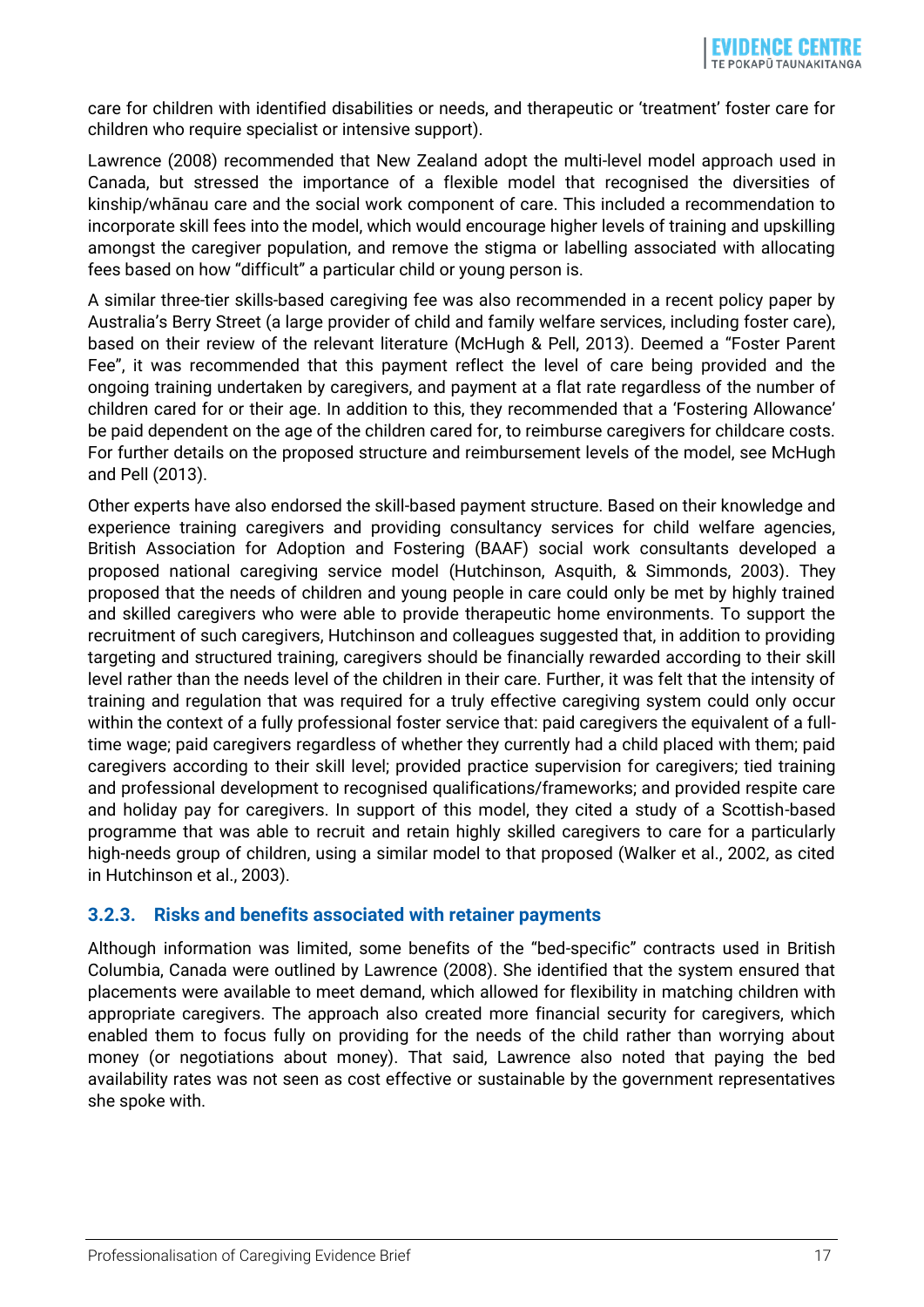care for children with identified disabilities or needs, and therapeutic or 'treatment' foster care for children who require specialist or intensive support).

Lawrence (2008) recommended that New Zealand adopt the multi-level model approach used in Canada, but stressed the importance of a flexible model that recognised the diversities of kinship/whānau care and the social work component of care. This included a recommendation to incorporate skill fees into the model, which would encourage higher levels of training and upskilling amongst the caregiver population, and remove the stigma or labelling associated with allocating fees based on how "difficult" a particular child or young person is.

A similar three-tier skills-based caregiving fee was also recommended in a recent policy paper by Australia's Berry Street (a large provider of child and family welfare services, including foster care), based on their review of the relevant literature (McHugh & Pell, 2013). Deemed a "Foster Parent Fee", it was recommended that this payment reflect the level of care being provided and the ongoing training undertaken by caregivers, and payment at a flat rate regardless of the number of children cared for or their age. In addition to this, they recommended that a 'Fostering Allowance' be paid dependent on the age of the children cared for, to reimburse caregivers for childcare costs. For further details on the proposed structure and reimbursement levels of the model, see McHugh and Pell (2013).

Other experts have also endorsed the skill-based payment structure. Based on their knowledge and experience training caregivers and providing consultancy services for child welfare agencies, British Association for Adoption and Fostering (BAAF) social work consultants developed a proposed national caregiving service model (Hutchinson, Asquith, & Simmonds, 2003). They proposed that the needs of children and young people in care could only be met by highly trained and skilled caregivers who were able to provide therapeutic home environments. To support the recruitment of such caregivers, Hutchinson and colleagues suggested that, in addition to providing targeting and structured training, caregivers should be financially rewarded according to their skill level rather than the needs level of the children in their care. Further, it was felt that the intensity of training and regulation that was required for a truly effective caregiving system could only occur within the context of a fully professional foster service that: paid caregivers the equivalent of a full-time wage; paid caregivers regardless of whether they currently had a child placed with them; paid caregivers according to their skill level; provided practice supervision for caregivers; tied training and professional development to recognised qualifications/frameworks; and provided respite care and holiday pay for caregivers. In support of this model, they cited a study of a Scottish-based programme that was able to recruit and retain highly skilled caregivers to care for a particularly high-needs group of children, using a similar model to that proposed (Walker et al., 2002, as cited in Hutchinson et al., 2003).

### 3.2.3. Risks and benefits associated with retainer payments

Although information was limited, some benefits of the "bed-specific" contracts used in British Columbia, Canada were outlined by Lawrence (2008). She identified that the system ensured that placements were available to meet demand, which allowed for flexibility in matching children with appropriate caregivers. The approach also created more financial security for caregivers, which enabled them to focus fully on providing for the needs of the child rather than worrying about money (or negotiations about money). That said, Lawrence also noted that paying the bed availability rates was not seen as cost effective or sustainable by the government representatives she spoke with.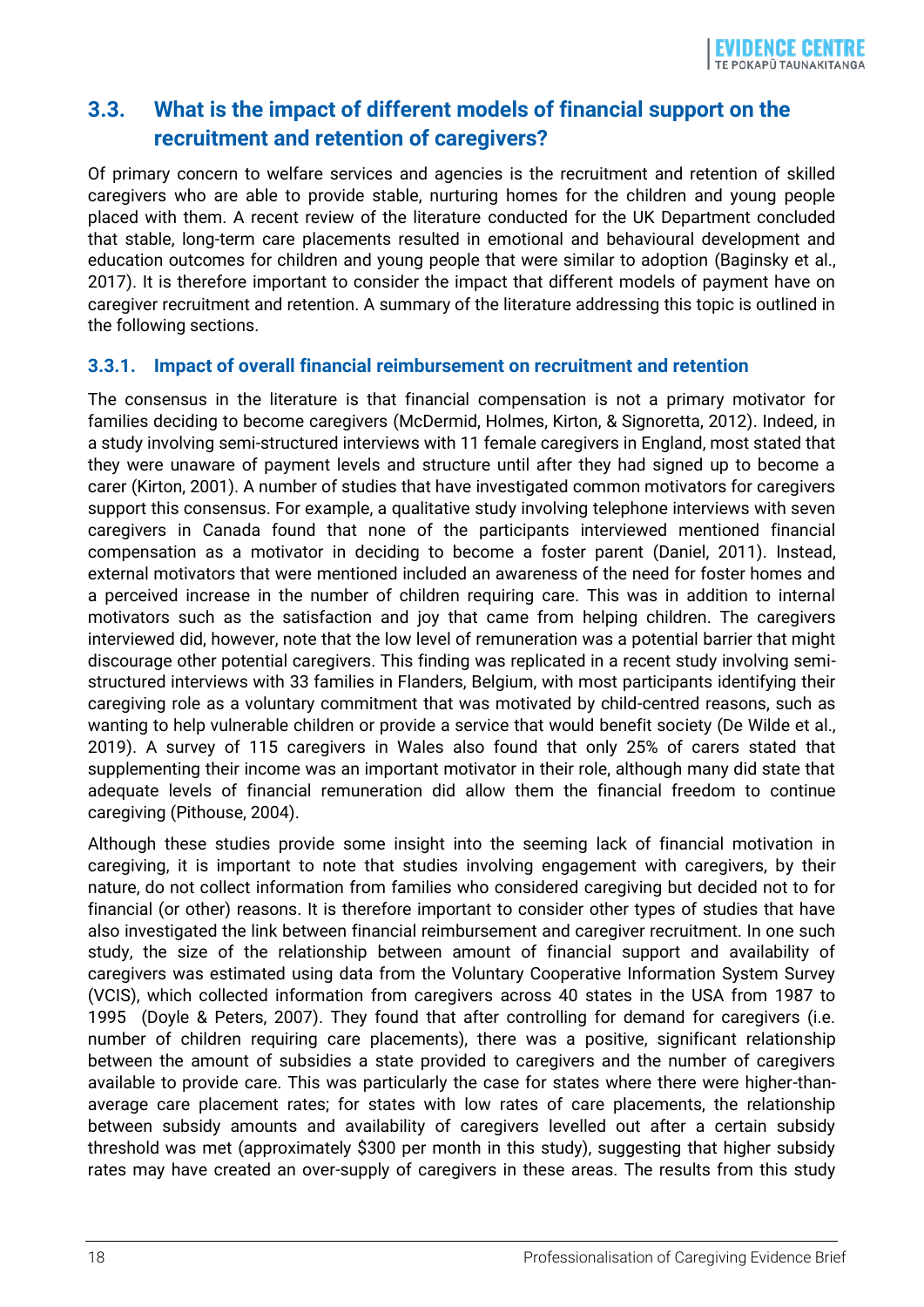## 3.3. What is the impact of different models of financial support on the recruitment and retention of caregivers?

Of primary concern to welfare services and agencies is the recruitment and retention of skilled caregivers who are able to provide stable, nurturing homes for the children and young people placed with them. A recent review of the literature conducted for the UK Department concluded that stable, long-term care placements resulted in emotional and behavioural development and education outcomes for children and young people that were similar to adoption (Baginsky et al., 2017). It is therefore important to consider the impact that different models of payment have on caregiver recruitment and retention. A summary of the literature addressing this topic is outlined in the following sections.

### 3.3.1. Impact of overall financial reimbursement on recruitment and retention

The consensus in the literature is that financial compensation is not a primary motivator for families deciding to become caregivers (McDermid, Holmes, Kirton, & Signoretta, 2012). Indeed, in a study involving semi-structured interviews with 11 female caregivers in England, most stated that they were unaware of payment levels and structure until after they had signed up to become a carer (Kirton, 2001). A number of studies that have investigated common motivators for caregivers support this consensus. For example, a qualitative study involving telephone interviews with seven caregivers in Canada found that none of the participants interviewed mentioned financial compensation as a motivator in deciding to become a foster parent (Daniel, 2011). Instead, external motivators that were mentioned included an awareness of the need for foster homes and a perceived increase in the number of children requiring care. This was in addition to internal motivators such as the satisfaction and joy that came from helping children. The caregivers interviewed did, however, note that the low level of remuneration was a potential barrier that might discourage other potential caregivers. This finding was replicated in a recent study involving semi-structured interviews with 33 families in Flanders, Belgium, with most participants identifying their caregiving role as a voluntary commitment that was motivated by child-centred reasons, such as wanting to help vulnerable children or provide a service that would benefit society (De Wilde et al., 2019). A survey of 115 caregivers in Wales also found that only 25% of carers stated that supplementing their income was an important motivator in their role, although many did state that adequate levels of financial remuneration did allow them the financial freedom to continue caregiving (Pithouse, 2004).

Although these studies provide some insight into the seeming lack of financial motivation in caregiving, it is important to note that studies involving engagement with caregivers, by their nature, do not collect information from families who considered caregiving but decided not to for financial (or other) reasons. It is therefore important to consider other types of studies that have also investigated the link between financial reimbursement and caregiver recruitment. In one such study, the size of the relationship between amount of financial support and availability of caregivers was estimated using data from the Voluntary Cooperative Information System Survey (VCIS), which collected information from caregivers across 40 states in the USA from 1987 to 1995 (Doyle & Peters, 2007). They found that after controlling for demand for caregivers (i.e. number of children requiring care placements), there was a positive, significant relationship between the amount of subsidies a state provided to caregivers and the number of caregivers available to provide care. This was particularly the case for states where there were higher-than-average care placement rates; for states with low rates of care placements, the relationship between subsidy amounts and availability of caregivers levelled out after a certain subsidy threshold was met (approximately $300 per month in this study), suggesting that higher subsidy rates may have created an over-supply of caregivers in these areas. The results from this study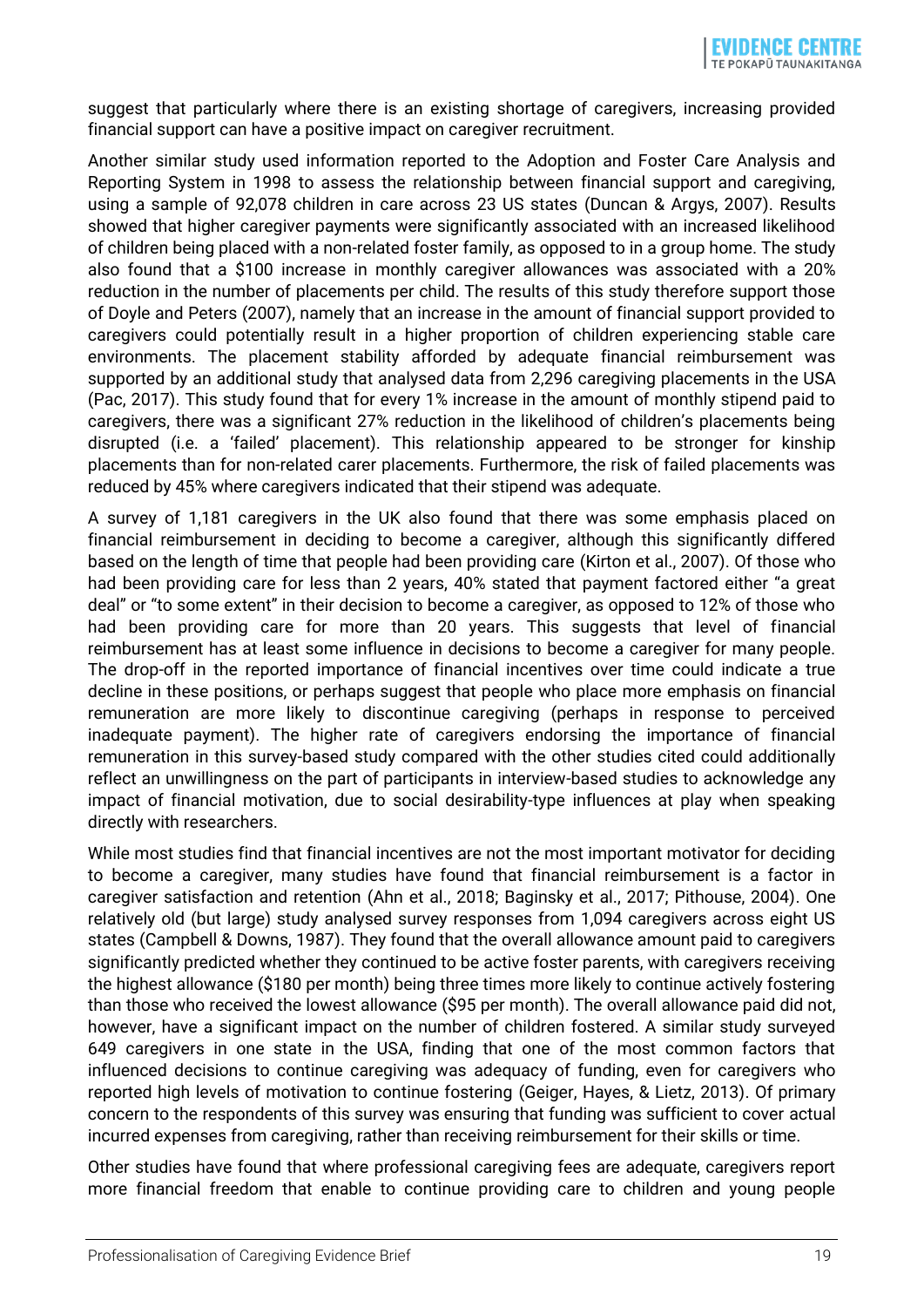suggest that particularly where there is an existing shortage of caregivers, increasing provided financial support can have a positive impact on caregiver recruitment.

Another similar study used information reported to the Adoption and Foster Care Analysis and Reporting System in 1998 to assess the relationship between financial support and caregiving, using a sample of 92,078 children in care across 23 US states (Duncan & Argys, 2007). Results showed that higher caregiver payments were significantly associated with an increased likelihood of children being placed with a non-related foster family, as opposed to in a group home. The study also found that a $100 increase in monthly caregiver allowances was associated with a 20% reduction in the number of placements per child. The results of this study therefore support those of Doyle and Peters (2007), namely that an increase in the amount of financial support provided to caregivers could potentially result in a higher proportion of children experiencing stable care environments. The placement stability afforded by adequate financial reimbursement was supported by an additional study that analysed data from 2,296 caregiving placements in the USA (Pac, 2017). This study found that for every 1% increase in the amount of monthly stipend paid to caregivers, there was a significant 27% reduction in the likelihood of children's placements being disrupted (i.e. a 'failed' placement). This relationship appeared to be stronger for kinship placements than for non-related carer placements. Furthermore, the risk of failed placements was reduced by 45% where caregivers indicated that their stipend was adequate.

A survey of 1,181 caregivers in the UK also found that there was some emphasis placed on financial reimbursement in deciding to become a caregiver, although this significantly differed based on the length of time that people had been providing care (Kirton et al., 2007). Of those who had been providing care for less than 2 years, 40% stated that payment factored either "a great deal" or "to some extent" in their decision to become a caregiver, as opposed to 12% of those who had been providing care for more than 20 years. This suggests that level of financial reimbursement has at least some influence in decisions to become a caregiver for many people. The drop-off in the reported importance of financial incentives over time could indicate a true decline in these positions, or perhaps suggest that people who place more emphasis on financial remuneration are more likely to discontinue caregiving (perhaps in response to perceived inadequate payment). The higher rate of caregivers endorsing the importance of financial remuneration in this survey-based study compared with the other studies cited could additionally reflect an unwillingness on the part of participants in interview-based studies to acknowledge any impact of financial motivation, due to social desirability-type influences at play when speaking directly with researchers.

While most studies find that financial incentives are not the most important motivator for deciding to become a caregiver, many studies have found that financial reimbursement is a factor in caregiver satisfaction and retention (Ahn et al., 2018; Baginsky et al., 2017; Pithouse, 2004). One relatively old (but large) study analysed survey responses from 1,094 caregivers across eight US states (Campbell & Downs, 1987). They found that the overall allowance amount paid to caregivers significantly predicted whether they continued to be active foster parents, with caregivers receiving the highest allowance ($180 per month) being three times more likely to continue actively fostering than those who received the lowest allowance ($95 per month). The overall allowance paid did not, however, have a significant impact on the number of children fostered. A similar study surveyed 649 caregivers in one state in the USA, finding that one of the most common factors that influenced decisions to continue caregiving was adequacy of funding, even for caregivers who reported high levels of motivation to continue fostering (Geiger, Hayes, & Lietz, 2013). Of primary concern to the respondents of this survey was ensuring that funding was sufficient to cover actual incurred expenses from caregiving, rather than receiving reimbursement for their skills or time.

Other studies have found that where professional caregiving fees are adequate, caregivers report more financial freedom that enable to continue providing care to children and young people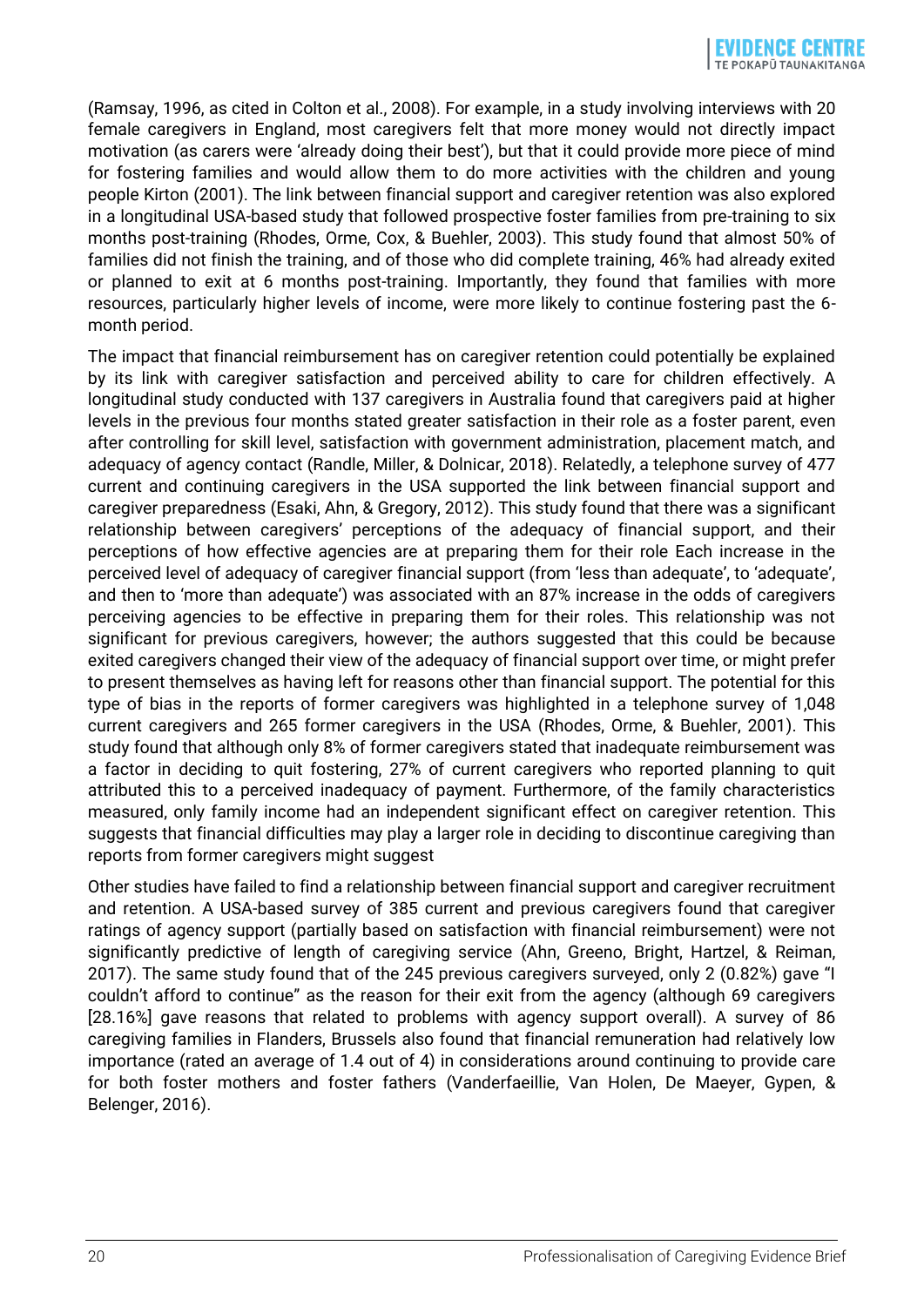(Ramsay, 1996, as cited in Colton et al., 2008). For example, in a study involving interviews with 20 female caregivers in England, most caregivers felt that more money would not directly impact motivation (as carers were 'already doing their best'), but that it could provide more piece of mind for fostering families and would allow them to do more activities with the children and young people Kirton (2001). The link between financial support and caregiver retention was also explored in a longitudinal USA-based study that followed prospective foster families from pre-training to six months post-training (Rhodes, Orme, Cox, & Buehler, 2003). This study found that almost 50% of families did not finish the training, and of those who did complete training, 46% had already exited or planned to exit at 6 months post-training. Importantly, they found that families with more resources, particularly higher levels of income, were more likely to continue fostering past the 6-month period.

The impact that financial reimbursement has on caregiver retention could potentially be explained by its link with caregiver satisfaction and perceived ability to care for children effectively. A longitudinal study conducted with 137 caregivers in Australia found that caregivers paid at higher levels in the previous four months stated greater satisfaction in their role as a foster parent, even after controlling for skill level, satisfaction with government administration, placement match, and adequacy of agency contact (Randle, Miller, & Dolnicar, 2018). Relatedly, a telephone survey of 477 current and continuing caregivers in the USA supported the link between financial support and caregiver preparedness (Esaki, Ahn, & Gregory, 2012). This study found that there was a significant relationship between caregivers' perceptions of the adequacy of financial support, and their perceptions of how effective agencies are at preparing them for their role Each increase in the perceived level of adequacy of caregiver financial support (from 'less than adequate', to 'adequate', and then to 'more than adequate') was associated with an 87% increase in the odds of caregivers perceiving agencies to be effective in preparing them for their roles. This relationship was not significant for previous caregivers, however; the authors suggested that this could be because exited caregivers changed their view of the adequacy of financial support over time, or might prefer to present themselves as having left for reasons other than financial support. The potential for this type of bias in the reports of former caregivers was highlighted in a telephone survey of 1,048 current caregivers and 265 former caregivers in the USA (Rhodes, Orme, & Buehler, 2001). This study found that although only 8% of former caregivers stated that inadequate reimbursement was a factor in deciding to quit fostering, 27% of current caregivers who reported planning to quit attributed this to a perceived inadequacy of payment. Furthermore, of the family characteristics measured, only family income had an independent significant effect on caregiver retention. This suggests that financial difficulties may play a larger role in deciding to discontinue caregiving than reports from former caregivers might suggest

Other studies have failed to find a relationship between financial support and caregiver recruitment and retention. A USA-based survey of 385 current and previous caregivers found that caregiver ratings of agency support (partially based on satisfaction with financial reimbursement) were not significantly predictive of length of caregiving service (Ahn, Greeno, Bright, Hartzel, & Reiman, 2017). The same study found that of the 245 previous caregivers surveyed, only 2 (0.82%) gave "I couldn't afford to continue" as the reason for their exit from the agency (although 69 caregivers [28.16%] gave reasons that related to problems with agency support overall). A survey of 86 caregiving families in Flanders, Brussels also found that financial remuneration had relatively low importance (rated an average of 1.4 out of 4) in considerations around continuing to provide care for both foster mothers and foster fathers (Vanderfaeillie, Van Holen, De Maeyer, Gypen, & Belenger, 2016).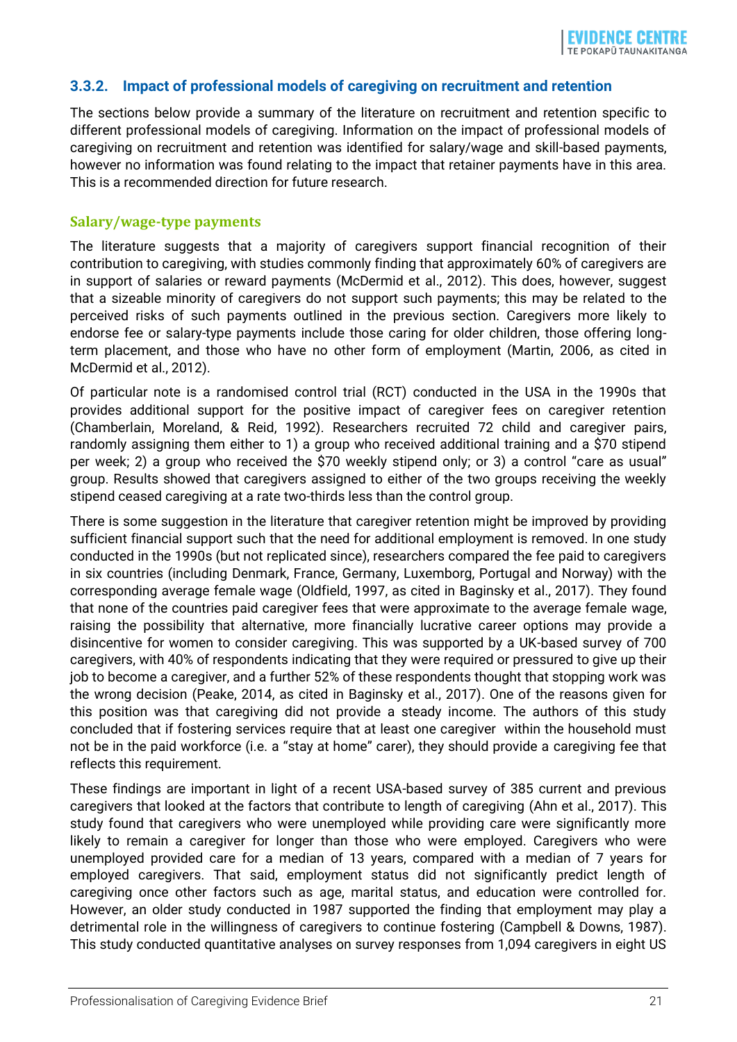### 3.3.2. Impact of professional models of caregiving on recruitment and retention

The sections below provide a summary of the literature on recruitment and retention specific to different professional models of caregiving. Information on the impact of professional models of caregiving on recruitment and retention was identified for salary/wage and skill-based payments, however no information was found relating to the impact that retainer payments have in this area. This is a recommended direction for future research.

#### Salary/wage-type payments

The literature suggests that a majority of caregivers support financial recognition of their contribution to caregiving, with studies commonly finding that approximately 60% of caregivers are in support of salaries or reward payments (McDermid et al., 2012). This does, however, suggest that a sizeable minority of caregivers do not support such payments; this may be related to the perceived risks of such payments outlined in the previous section. Caregivers more likely to endorse fee or salary-type payments include those caring for older children, those offering long-term placement, and those who have no other form of employment (Martin, 2006, as cited in McDermid et al., 2012).

Of particular note is a randomised control trial (RCT) conducted in the USA in the 1990s that provides additional support for the positive impact of caregiver fees on caregiver retention (Chamberlain, Moreland, & Reid, 1992). Researchers recruited 72 child and caregiver pairs, randomly assigning them either to 1) a group who received additional training and a $70 stipend per week; 2) a group who received the $70 weekly stipend only; or 3) a control "care as usual" group. Results showed that caregivers assigned to either of the two groups receiving the weekly stipend ceased caregiving at a rate two-thirds less than the control group.

There is some suggestion in the literature that caregiver retention might be improved by providing sufficient financial support such that the need for additional employment is removed. In one study conducted in the 1990s (but not replicated since), researchers compared the fee paid to caregivers in six countries (including Denmark, France, Germany, Luxemborg, Portugal and Norway) with the corresponding average female wage (Oldfield, 1997, as cited in Baginsky et al., 2017). They found that none of the countries paid caregiver fees that were approximate to the average female wage, raising the possibility that alternative, more financially lucrative career options may provide a disincentive for women to consider caregiving. This was supported by a UK-based survey of 700 caregivers, with 40% of respondents indicating that they were required or pressured to give up their job to become a caregiver, and a further 52% of these respondents thought that stopping work was the wrong decision (Peake, 2014, as cited in Baginsky et al., 2017). One of the reasons given for this position was that caregiving did not provide a steady income. The authors of this study concluded that if fostering services require that at least one caregiver within the household must not be in the paid workforce (i.e. a "stay at home" carer), they should provide a caregiving fee that reflects this requirement.

These findings are important in light of a recent USA-based survey of 385 current and previous caregivers that looked at the factors that contribute to length of caregiving (Ahn et al., 2017). This study found that caregivers who were unemployed while providing care were significantly more likely to remain a caregiver for longer than those who were employed. Caregivers who were unemployed provided care for a median of 13 years, compared with a median of 7 years for employed caregivers. That said, employment status did not significantly predict length of caregiving once other factors such as age, marital status, and education were controlled for. However, an older study conducted in 1987 supported the finding that employment may play a detrimental role in the willingness of caregivers to continue fostering (Campbell & Downs, 1987). This study conducted quantitative analyses on survey responses from 1,094 caregivers in eight US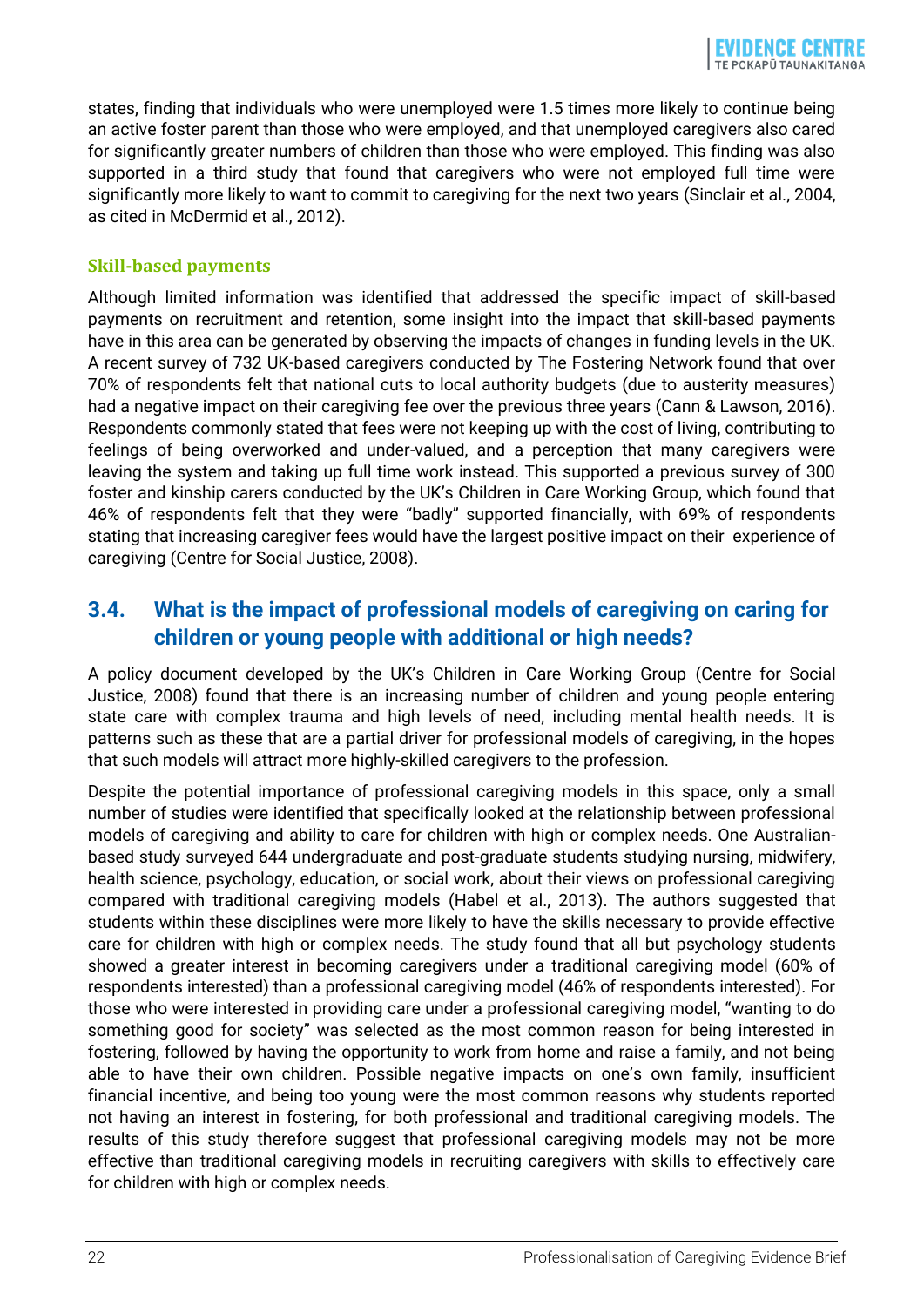states, finding that individuals who were unemployed were 1.5 times more likely to continue being an active foster parent than those who were employed, and that unemployed caregivers also cared for significantly greater numbers of children than those who were employed. This finding was also supported in a third study that found that caregivers who were not employed full time were significantly more likely to want to commit to caregiving for the next two years (Sinclair et al., 2004, as cited in McDermid et al., 2012).

### Skill-based payments

Although limited information was identified that addressed the specific impact of skill-based payments on recruitment and retention, some insight into the impact that skill-based payments have in this area can be generated by observing the impacts of changes in funding levels in the UK. A recent survey of 732 UK-based caregivers conducted by The Fostering Network found that over 70% of respondents felt that national cuts to local authority budgets (due to austerity measures) had a negative impact on their caregiving fee over the previous three years (Cann & Lawson, 2016). Respondents commonly stated that fees were not keeping up with the cost of living, contributing to feelings of being overworked and under-valued, and a perception that many caregivers were leaving the system and taking up full time work instead. This supported a previous survey of 300 foster and kinship carers conducted by the UK's Children in Care Working Group, which found that 46% of respondents felt that they were "badly" supported financially, with 69% of respondents stating that increasing caregiver fees would have the largest positive impact on their experience of caregiving (Centre for Social Justice, 2008).

## 3.4. What is the impact of professional models of caregiving on caring for children or young people with additional or high needs?

A policy document developed by the UK's Children in Care Working Group (Centre for Social Justice, 2008) found that there is an increasing number of children and young people entering state care with complex trauma and high levels of need, including mental health needs. It is patterns such as these that are a partial driver for professional models of caregiving, in the hopes that such models will attract more highly-skilled caregivers to the profession.

Despite the potential importance of professional caregiving models in this space, only a small number of studies were identified that specifically looked at the relationship between professional models of caregiving and ability to care for children with high or complex needs. One Australian-based study surveyed 644 undergraduate and post-graduate students studying nursing, midwifery, health science, psychology, education, or social work, about their views on professional caregiving compared with traditional caregiving models (Habel et al., 2013). The authors suggested that students within these disciplines were more likely to have the skills necessary to provide effective care for children with high or complex needs. The study found that all but psychology students showed a greater interest in becoming caregivers under a traditional caregiving model (60% of respondents interested) than a professional caregiving model (46% of respondents interested). For those who were interested in providing care under a professional caregiving model, "wanting to do something good for society" was selected as the most common reason for being interested in fostering, followed by having the opportunity to work from home and raise a family, and not being able to have their own children. Possible negative impacts on one's own family, insufficient financial incentive, and being too young were the most common reasons why students reported not having an interest in fostering, for both professional and traditional caregiving models. The results of this study therefore suggest that professional caregiving models may not be more effective than traditional caregiving models in recruiting caregivers with skills to effectively care for children with high or complex needs.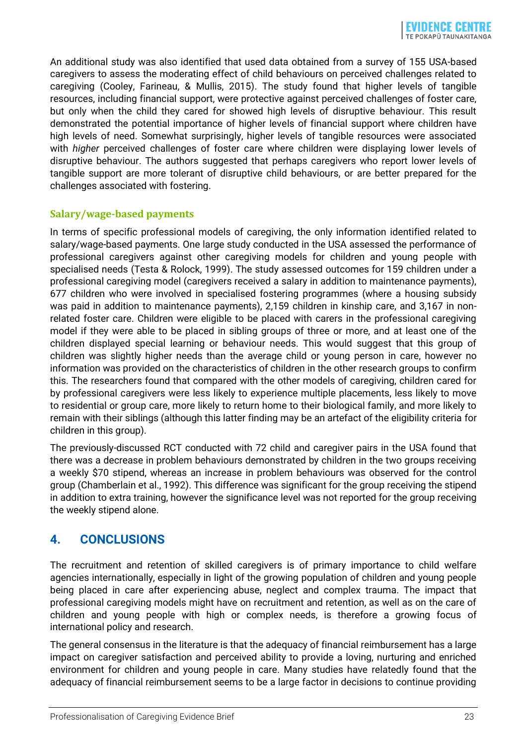An additional study was also identified that used data obtained from a survey of 155 USA-based caregivers to assess the moderating effect of child behaviours on perceived challenges related to caregiving (Cooley, Farineau, & Mullis, 2015). The study found that higher levels of tangible resources, including financial support, were protective against perceived challenges of foster care, but only when the child they cared for showed high levels of disruptive behaviour. This result demonstrated the potential importance of higher levels of financial support where children have high levels of need. Somewhat surprisingly, higher levels of tangible resources were associated with *higher* perceived challenges of foster care where children were displaying lower levels of disruptive behaviour. The authors suggested that perhaps caregivers who report lower levels of tangible support are more tolerant of disruptive child behaviours, or are better prepared for the challenges associated with fostering.

### Salary/wage-based payments

In terms of specific professional models of caregiving, the only information identified related to salary/wage-based payments. One large study conducted in the USA assessed the performance of professional caregivers against other caregiving models for children and young people with specialised needs (Testa & Rolock, 1999). The study assessed outcomes for 159 children under a professional caregiving model (caregivers received a salary in addition to maintenance payments), 677 children who were involved in specialised fostering programmes (where a housing subsidy was paid in addition to maintenance payments), 2,159 children in kinship care, and 3,167 in non-related foster care. Children were eligible to be placed with carers in the professional caregiving model if they were able to be placed in sibling groups of three or more, and at least one of the children displayed special learning or behaviour needs. This would suggest that this group of children was slightly higher needs than the average child or young person in care, however no information was provided on the characteristics of children in the other research groups to confirm this. The researchers found that compared with the other models of caregiving, children cared for by professional caregivers were less likely to experience multiple placements, less likely to move to residential or group care, more likely to return home to their biological family, and more likely to remain with their siblings (although this latter finding may be an artefact of the eligibility criteria for children in this group).

The previously-discussed RCT conducted with 72 child and caregiver pairs in the USA found that there was a decrease in problem behaviours demonstrated by children in the two groups receiving a weekly $70 stipend, whereas an increase in problem behaviours was observed for the control group (Chamberlain et al., 1992). This difference was significant for the group receiving the stipend in addition to extra training, however the significance level was not reported for the group receiving the weekly stipend alone.

## 4. CONCLUSIONS

The recruitment and retention of skilled caregivers is of primary importance to child welfare agencies internationally, especially in light of the growing population of children and young people being placed in care after experiencing abuse, neglect and complex trauma. The impact that professional caregiving models might have on recruitment and retention, as well as on the care of children and young people with high or complex needs, is therefore a growing focus of international policy and research.

The general consensus in the literature is that the adequacy of financial reimbursement has a large impact on caregiver satisfaction and perceived ability to provide a loving, nurturing and enriched environment for children and young people in care. Many studies have relatedly found that the adequacy of financial reimbursement seems to be a large factor in decisions to continue providing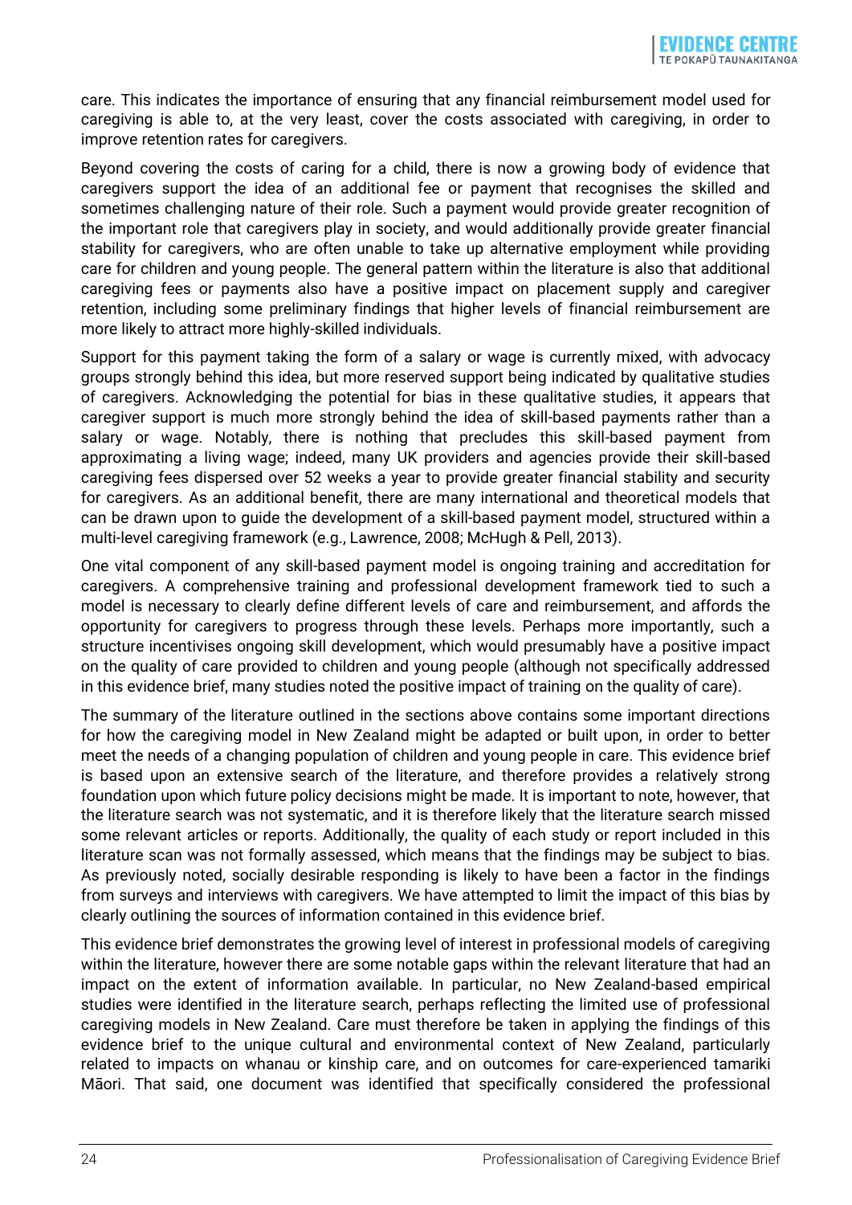care. This indicates the importance of ensuring that any financial reimbursement model used for caregiving is able to, at the very least, cover the costs associated with caregiving, in order to improve retention rates for caregivers.

Beyond covering the costs of caring for a child, there is now a growing body of evidence that caregivers support the idea of an additional fee or payment that recognises the skilled and sometimes challenging nature of their role. Such a payment would provide greater recognition of the important role that caregivers play in society, and would additionally provide greater financial stability for caregivers, who are often unable to take up alternative employment while providing care for children and young people. The general pattern within the literature is also that additional caregiving fees or payments also have a positive impact on placement supply and caregiver retention, including some preliminary findings that higher levels of financial reimbursement are more likely to attract more highly-skilled individuals.

Support for this payment taking the form of a salary or wage is currently mixed, with advocacy groups strongly behind this idea, but more reserved support being indicated by qualitative studies of caregivers. Acknowledging the potential for bias in these qualitative studies, it appears that caregiver support is much more strongly behind the idea of skill-based payments rather than a salary or wage. Notably, there is nothing that precludes this skill-based payment from approximating a living wage; indeed, many UK providers and agencies provide their skill-based caregiving fees dispersed over 52 weeks a year to provide greater financial stability and security for caregivers. As an additional benefit, there are many international and theoretical models that can be drawn upon to guide the development of a skill-based payment model, structured within a multi-level caregiving framework (e.g., Lawrence, 2008; McHugh & Pell, 2013).

One vital component of any skill-based payment model is ongoing training and accreditation for caregivers. A comprehensive training and professional development framework tied to such a model is necessary to clearly define different levels of care and reimbursement, and affords the opportunity for caregivers to progress through these levels. Perhaps more importantly, such a structure incentivises ongoing skill development, which would presumably have a positive impact on the quality of care provided to children and young people (although not specifically addressed in this evidence brief, many studies noted the positive impact of training on the quality of care).

The summary of the literature outlined in the sections above contains some important directions for how the caregiving model in New Zealand might be adapted or built upon, in order to better meet the needs of a changing population of children and young people in care. This evidence brief is based upon an extensive search of the literature, and therefore provides a relatively strong foundation upon which future policy decisions might be made. It is important to note, however, that the literature search was not systematic, and it is therefore likely that the literature search missed some relevant articles or reports. Additionally, the quality of each study or report included in this literature scan was not formally assessed, which means that the findings may be subject to bias. As previously noted, socially desirable responding is likely to have been a factor in the findings from surveys and interviews with caregivers. We have attempted to limit the impact of this bias by clearly outlining the sources of information contained in this evidence brief.

This evidence brief demonstrates the growing level of interest in professional models of caregiving within the literature, however there are some notable gaps within the relevant literature that had an impact on the extent of information available. In particular, no New Zealand-based empirical studies were identified in the literature search, perhaps reflecting the limited use of professional caregiving models in New Zealand. Care must therefore be taken in applying the findings of this evidence brief to the unique cultural and environmental context of New Zealand, particularly related to impacts on whanau or kinship care, and on outcomes for care-experienced tamariki Māori. That said, one document was identified that specifically considered the professional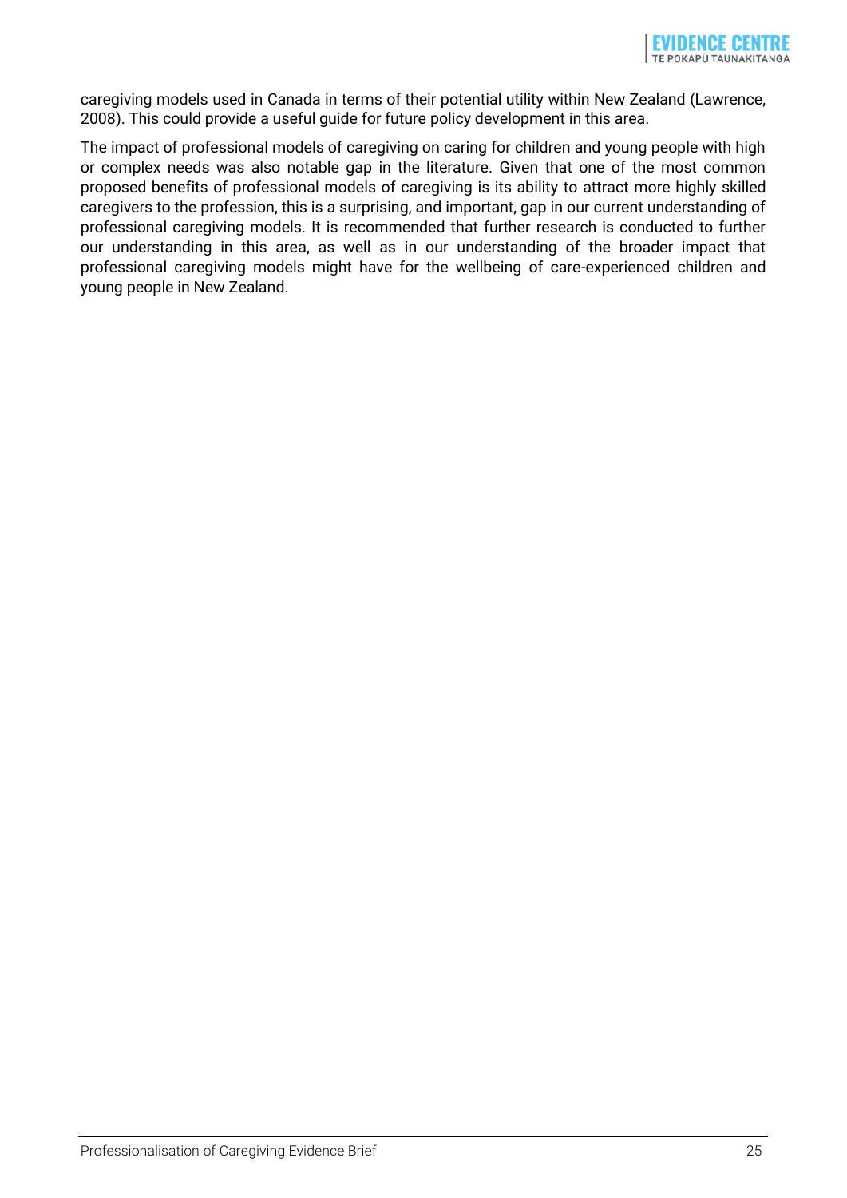caregiving models used in Canada in terms of their potential utility within New Zealand (Lawrence, 2008). This could provide a useful guide for future policy development in this area.

The impact of professional models of caregiving on caring for children and young people with high or complex needs was also notable gap in the literature. Given that one of the most common proposed benefits of professional models of caregiving is its ability to attract more highly skilled caregivers to the profession, this is a surprising, and important, gap in our current understanding of professional caregiving models. It is recommended that further research is conducted to further our understanding in this area, as well as in our understanding of the broader impact that professional caregiving models might have for the wellbeing of care-experienced children and young people in New Zealand.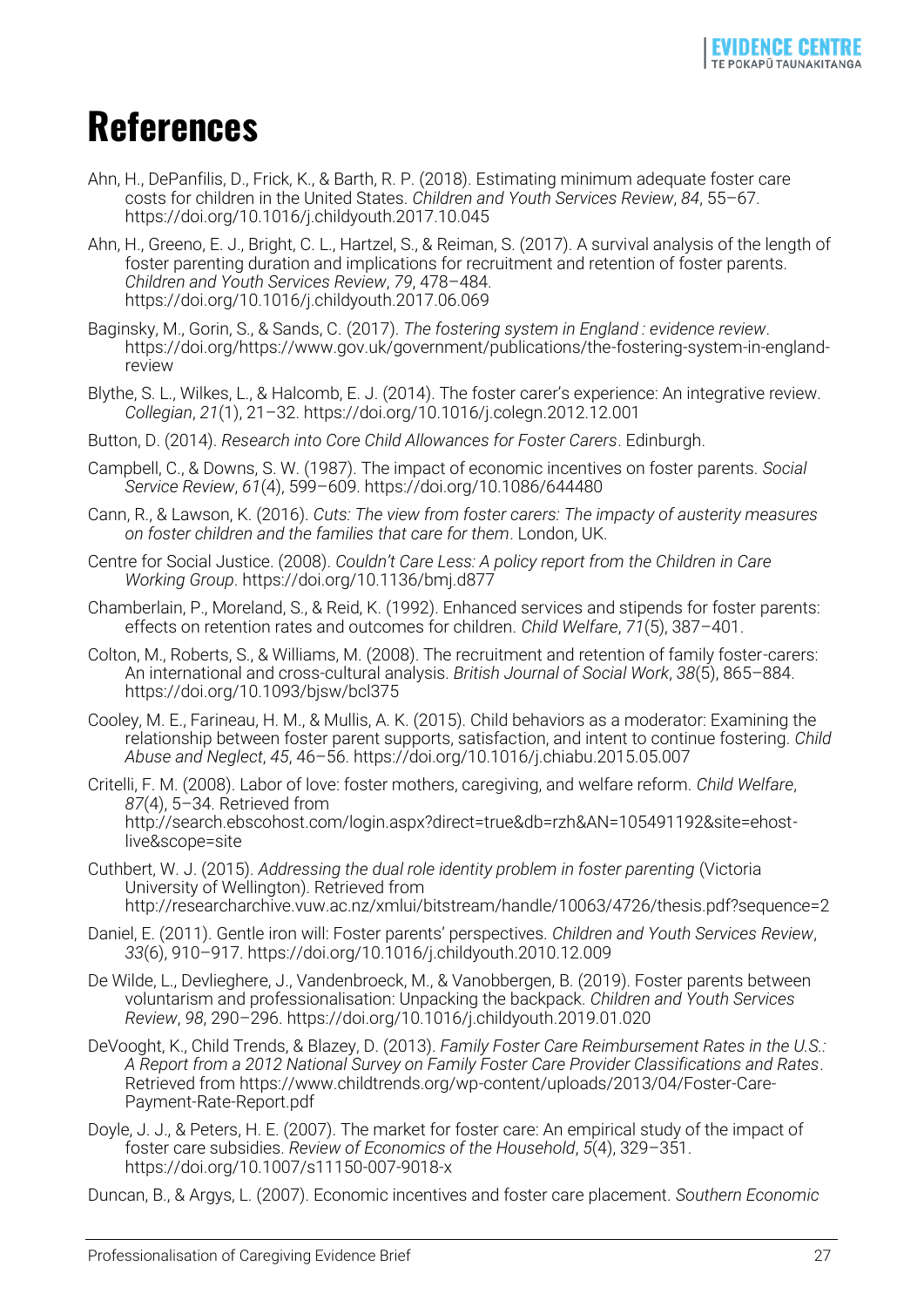# References

Ahn, H., DePanfilis, D., Frick, K., & Barth, R. P. (2018). Estimating minimum adequate foster care costs for children in the United States. *Children and Youth Services Review*, *84*, 55–67. https://doi.org/10.1016/j.childyouth.2017.10.045

Ahn, H., Greeno, E. J., Bright, C. L., Hartzel, S., & Reiman, S. (2017). A survival analysis of the length of foster parenting duration and implications for recruitment and retention of foster parents. *Children and Youth Services Review*, *79*, 478–484. https://doi.org/10.1016/j.childyouth.2017.06.069

Baginsky, M., Gorin, S., & Sands, C. (2017). *The fostering system in England : evidence review*. https://doi.org/https://www.gov.uk/government/publications/the-fostering-system-in-england-review

Blythe, S. L., Wilkes, L., & Halcomb, E. J. (2014). The foster carer's experience: An integrative review. *Collegian*, *21*(1), 21–32. https://doi.org/10.1016/j.colegn.2012.12.001

Button, D. (2014). *Research into Core Child Allowances for Foster Carers*. Edinburgh.

Campbell, C., & Downs, S. W. (1987). The impact of economic incentives on foster parents. *Social Service Review*, *61*(4), 599–609. https://doi.org/10.1086/644480

Cann, R., & Lawson, K. (2016). *Cuts: The view from foster carers: The impact of austerity measures on foster children and the families that care for them*. London, UK.

Centre for Social Justice. (2008). *Couldn't Care Less: A policy report from the Children in Care Working Group*. https://doi.org/10.1136/bmj.d877

Chamberlain, P., Moreland, S., & Reid, K. (1992). Enhanced services and stipends for foster parents: effects on retention rates and outcomes for children. *Child Welfare*, *71*(5), 387–401.

Colton, M., Roberts, S., & Williams, M. (2008). The recruitment and retention of family foster-carers: An international and cross-cultural analysis. *British Journal of Social Work*, *38*(5), 865–884. https://doi.org/10.1093/bjsw/bcl375

Cooley, M. E., Farineau, H. M., & Mullis, A. K. (2015). Child behaviors as a moderator: Examining the relationship between foster parent supports, satisfaction, and intent to continue fostering. *Child Abuse and Neglect*, *45*, 46–56. https://doi.org/10.1016/j.chiabu.2015.05.007

Critelli, F. M. (2008). Labor of love: foster mothers, caregiving, and welfare reform. *Child Welfare*, *87*(4), 5–34. Retrieved from http://search.ebscohost.com/login.aspx?direct=true&db=rzh&AN=105491192&site=ehost-live&scope=site

Cuthbert, W. J. (2015). *Addressing the dual role identity problem in foster parenting* (Victoria University of Wellington). Retrieved from http://researcharchive.vuw.ac.nz/xmlui/bitstream/handle/10063/4726/thesis.pdf?sequence=2

Daniel, E. (2011). Gentle iron will: Foster parents' perspectives. *Children and Youth Services Review*, *33*(6), 910–917. https://doi.org/10.1016/j.childyouth.2010.12.009

De Wilde, L., Devlieghere, J., Vandenbroeck, M., & Vanobbergen, B. (2019). Foster parents between voluntarism and professionalisation: Unpacking the backpack. *Children and Youth Services Review*, *98*, 290–296. https://doi.org/10.1016/j.childyouth.2019.01.020

DeVooght, K., Child Trends, & Blazey, D. (2013). *Family Foster Care Reimbursement Rates in the U.S.: A Report from a 2012 National Survey on Family Foster Care Provider Classifications and Rates*. Retrieved from https://www.childtrends.org/wp-content/uploads/2013/04/Foster-Care-Payment-Rate-Report.pdf

Doyle, J. J., & Peters, H. E. (2007). The market for foster care: An empirical study of the impact of foster care subsidies. *Review of Economics of the Household*, *5*(4), 329–351. https://doi.org/10.1007/s11150-007-9018-x

Duncan, B., & Argys, L. (2007). Economic incentives and foster care placement. *Southern Economic*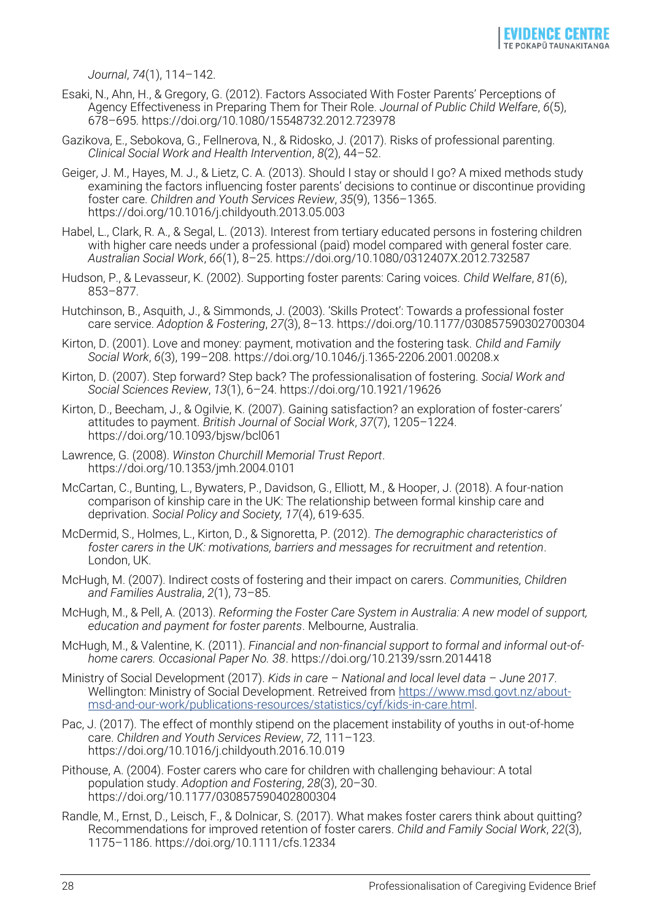*Journal*, *74*(1), 114–142.

Esaki, N., Ahn, H., & Gregory, G. (2012). Factors Associated With Foster Parents' Perceptions of Agency Effectiveness in Preparing Them for Their Role. *Journal of Public Child Welfare*, *6*(5), 678–695. https://doi.org/10.1080/15548732.2012.723978

Gazikova, E., Sebokova, G., Fellnerova, N., & Ridosko, J. (2017). Risks of professional parenting. *Clinical Social Work and Health Intervention*, *8*(2), 44–52.

Geiger, J. M., Hayes, M. J., & Lietz, C. A. (2013). Should I stay or should I go? A mixed methods study examining the factors influencing foster parents' decisions to continue or discontinue providing foster care. *Children and Youth Services Review*, *35*(9), 1356–1365. https://doi.org/10.1016/j.childyouth.2013.05.003

Habel, L., Clark, R. A., & Segal, L. (2013). Interest from tertiary educated persons in fostering children with higher care needs under a professional (paid) model compared with general foster care. *Australian Social Work*, *66*(1), 8–25. https://doi.org/10.1080/0312407X.2012.732587

Hudson, P., & Levasseur, K. (2002). Supporting foster parents: Caring voices. *Child Welfare*, *81*(6), 853–877.

Hutchinson, B., Asquith, J., & Simmonds, J. (2003). 'Skills Protect': Towards a professional foster care service. *Adoption & Fostering*, *27*(3), 8–13. https://doi.org/10.1177/030857590302700304

Kirton, D. (2001). Love and money: payment, motivation and the fostering task. *Child and Family Social Work*, *6*(3), 199–208. https://doi.org/10.1046/j.1365-2206.2001.00208.x

Kirton, D. (2007). Step forward? Step back? The professionalisation of fostering. *Social Work and Social Sciences Review*, *13*(1), 6–24. https://doi.org/10.1921/19626

Kirton, D., Beecham, J., & Ogilvie, K. (2007). Gaining satisfaction? an exploration of foster-carers' attitudes to payment. *British Journal of Social Work*, *37*(7), 1205–1224. https://doi.org/10.1093/bjsw/bcl061

Lawrence, G. (2008). *Winston Churchill Memorial Trust Report*. https://doi.org/10.1353/jmh.2004.0101

McCartan, C., Bunting, L., Bywaters, P., Davidson, G., Elliott, M., & Hooper, J. (2018). A four-nation comparison of kinship care in the UK: The relationship between formal kinship care and deprivation. *Social Policy and Society, 17*(4), 619-635.

McDermid, S., Holmes, L., Kirton, D., & Signoretta, P. (2012). *The demographic characteristics of foster carers in the UK: motivations, barriers and messages for recruitment and retention*. London, UK.

McHugh, M. (2007). Indirect costs of fostering and their impact on carers. *Communities, Children and Families Australia*, *2*(1), 73–85.

McHugh, M., & Pell, A. (2013). *Reforming the Foster Care System in Australia: A new model of support, education and payment for foster parents*. Melbourne, Australia.

McHugh, M., & Valentine, K. (2011). *Financial and non-financial support to formal and informal out-of-home carers. Occasional Paper No. 38*. https://doi.org/10.2139/ssrn.2014418

Ministry of Social Development (2017). *Kids in care – National and local level data – June 2017*. Wellington: Ministry of Social Development. Retreived from https://www.msd.govt.nz/about-msd-and-our-work/publications-resources/statistics/cyf/kids-in-care.html.

Pac, J. (2017). The effect of monthly stipend on the placement instability of youths in out-of-home care. *Children and Youth Services Review*, *72*, 111–123. https://doi.org/10.1016/j.childyouth.2016.10.019

Pithouse, A. (2004). Foster carers who care for children with challenging behaviour: A total population study. *Adoption and Fostering*, *28*(3), 20–30. https://doi.org/10.1177/030857590402800304

Randle, M., Ernst, D., Leisch, F., & Dolnicar, S. (2017). What makes foster carers think about quitting? Recommendations for improved retention of foster carers. *Child and Family Social Work*, *22*(3), 1175–1186. https://doi.org/10.1111/cfs.12334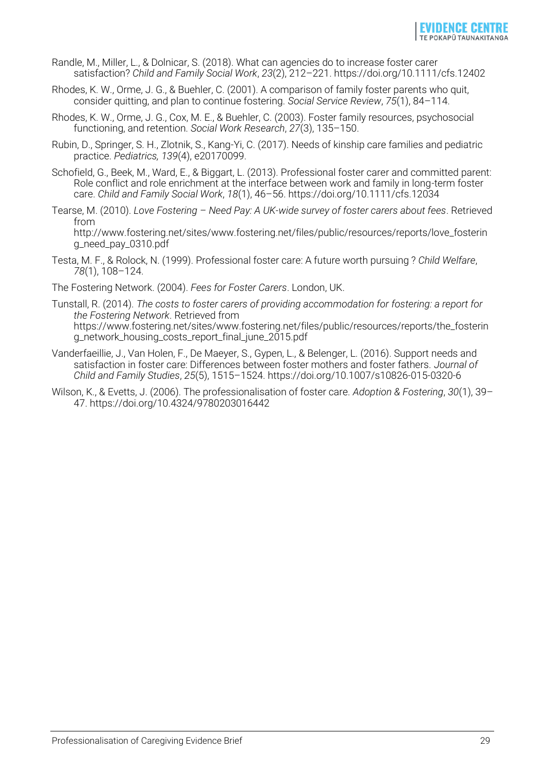Randle, M., Miller, L., & Dolnicar, S. (2018). What can agencies do to increase foster carer satisfaction? *Child and Family Social Work*, *23*(2), 212–221. https://doi.org/10.1111/cfs.12402

Rhodes, K. W., Orme, J. G., & Buehler, C. (2001). A comparison of family foster parents who quit, consider quitting, and plan to continue fostering. *Social Service Review*, *75*(1), 84–114.

Rhodes, K. W., Orme, J. G., Cox, M. E., & Buehler, C. (2003). Foster family resources, psychosocial functioning, and retention. *Social Work Research*, *27*(3), 135–150.

Rubin, D., Springer, S. H., Zlotnik, S., Kang-Yi, C. (2017). Needs of kinship care families and pediatric practice. *Pediatrics, 139*(4), e20170099.

Schofield, G., Beek, M., Ward, E., & Biggart, L. (2013). Professional foster carer and committed parent: Role conflict and role enrichment at the interface between work and family in long-term foster care. *Child and Family Social Work*, *18*(1), 46–56. https://doi.org/10.1111/cfs.12034

Tearse, M. (2010). *Love Fostering – Need Pay: A UK-wide survey of foster carers about fees*. Retrieved from http://www.fostering.net/sites/www.fostering.net/files/public/resources/reports/love_fostering_need_pay_0310.pdf

Testa, M. F., & Rolock, N. (1999). Professional foster care: A future worth pursuing ? *Child Welfare*, *78*(1), 108–124.

The Fostering Network. (2004). *Fees for Foster Carers*. London, UK.

Tunstall, R. (2014). *The costs to foster carers of providing accommodation for fostering: a report for the Fostering Network*. Retrieved from https://www.fostering.net/sites/www.fostering.net/files/public/resources/reports/the_fostering_network_housing_costs_report_final_june_2015.pdf

Vanderfaeillie, J., Van Holen, F., De Maeyer, S., Gypen, L., & Belenger, L. (2016). Support needs and satisfaction in foster care: Differences between foster mothers and foster fathers. *Journal of Child and Family Studies*, *25*(5), 1515–1524. https://doi.org/10.1007/s10826-015-0320-6

Wilson, K., & Evetts, J. (2006). The professionalisation of foster care. *Adoption & Fostering*, *30*(1), 39–47. https://doi.org/10.4324/9780203016442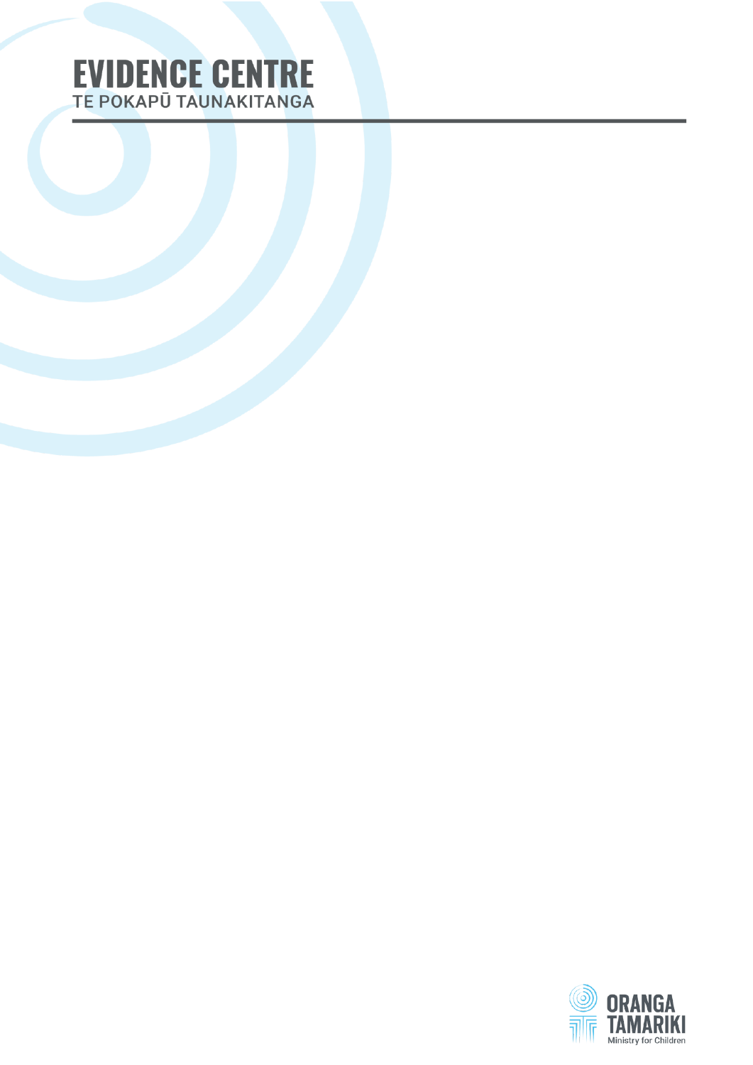# EVIDENCE CENTRE

TE POKAPŪ TAUNAKITANGA

ORANGA TAMARIKI

Ministry for Children